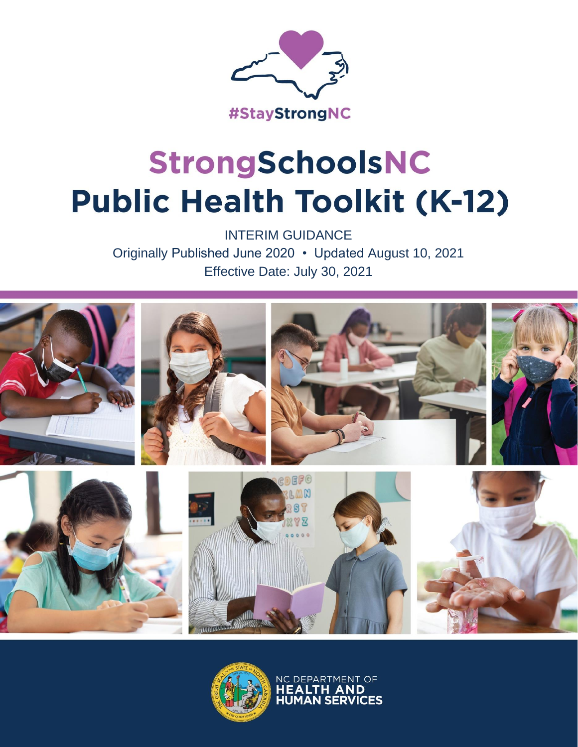#StayStrongNC

# StrongSchoolsNC Public Health Toolkit (K-12)

INTERIM GUIDANCE

Originally Published June 2020 • Updated August 10, 2021

Effective Date: July 30, 2021

NC DEPARTMENT OF HEALTH AND HUMAN SERVICES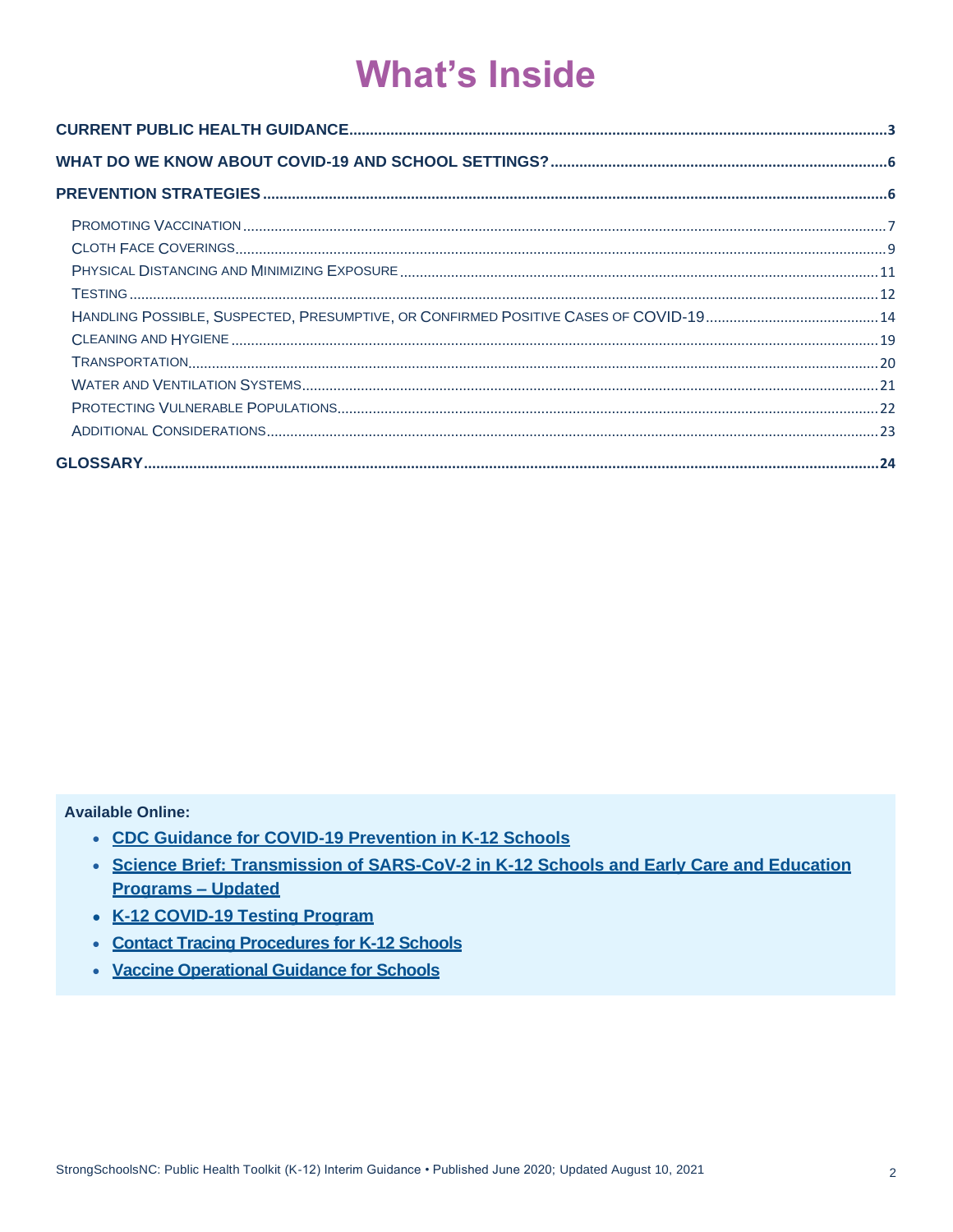# What's Inside

**CURRENT PUBLIC HEALTH GUIDANCE** .................................................................. 3

**WHAT DO WE KNOW ABOUT COVID-19 AND SCHOOL SETTINGS?** .................................. 6

**PREVENTION STRATEGIES** ....................................................................................... 6

- PROMOTING VACCINATION ........................................................................................ 7
- CLOTH FACE COVERINGS ......................................................................................... 9
- PHYSICAL DISTANCING AND MINIMIZING EXPOSURE ..................................................... 11
- TESTING .................................................................................................................. 12
- HANDLING POSSIBLE, SUSPECTED, PRESUMPTIVE, OR CONFIRMED POSITIVE CASES OF COVID-19 ............ 14
- CLEANING AND HYGIENE ............................................................................................ 19
- TRANSPORTATION ..................................................................................................... 20
- WATER AND VENTILATION SYSTEMS ............................................................................. 21
- PROTECTING VULNERABLE POPULATIONS ...................................................................... 22
- ADDITIONAL CONSIDERATIONS ..................................................................................... 23

**GLOSSARY** ............................................................................................................. 24

**Available Online:**

- **CDC Guidance for COVID-19 Prevention in K-12 Schools**
- **Science Brief: Transmission of SARS-CoV-2 in K-12 Schools and Early Care and Education Programs – Updated**
- **K-12 COVID-19 Testing Program**
- **Contact Tracing Procedures for K-12 Schools**
- **Vaccine Operational Guidance for Schools**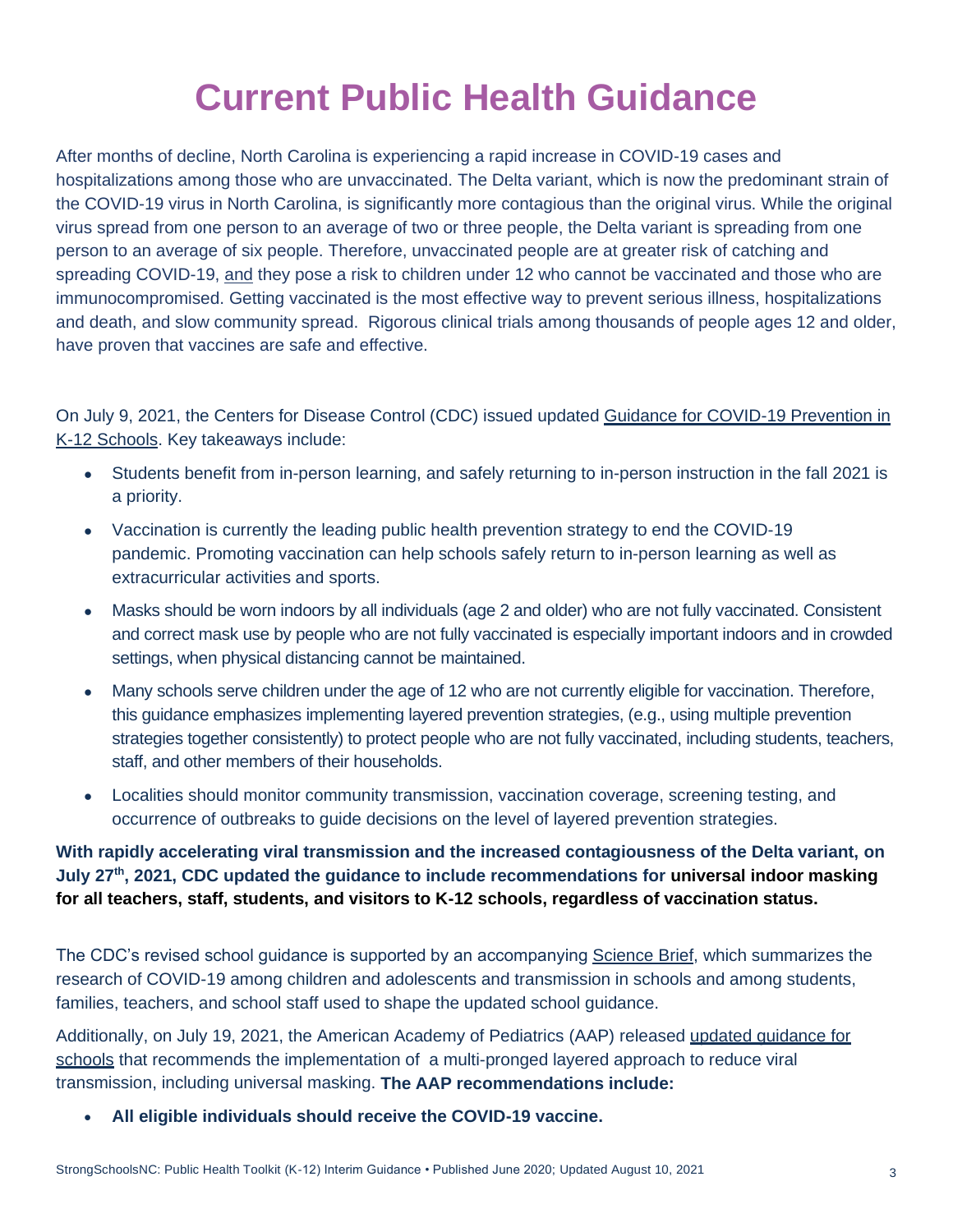# Current Public Health Guidance

After months of decline, North Carolina is experiencing a rapid increase in COVID-19 cases and hospitalizations among those who are unvaccinated. The Delta variant, which is now the predominant strain of the COVID-19 virus in North Carolina, is significantly more contagious than the original virus. While the original virus spread from one person to an average of two or three people, the Delta variant is spreading from one person to an average of six people. Therefore, unvaccinated people are at greater risk of catching and spreading COVID-19, and they pose a risk to children under 12 who cannot be vaccinated and those who are immunocompromised. Getting vaccinated is the most effective way to prevent serious illness, hospitalizations and death, and slow community spread. Rigorous clinical trials among thousands of people ages 12 and older, have proven that vaccines are safe and effective.

On July 9, 2021, the Centers for Disease Control (CDC) issued updated Guidance for COVID-19 Prevention in K-12 Schools. Key takeaways include:

- Students benefit from in-person learning, and safely returning to in-person instruction in the fall 2021 is a priority.
- Vaccination is currently the leading public health prevention strategy to end the COVID-19 pandemic. Promoting vaccination can help schools safely return to in-person learning as well as extracurricular activities and sports.
- Masks should be worn indoors by all individuals (age 2 and older) who are not fully vaccinated. Consistent and correct mask use by people who are not fully vaccinated is especially important indoors and in crowded settings, when physical distancing cannot be maintained.
- Many schools serve children under the age of 12 who are not currently eligible for vaccination. Therefore, this guidance emphasizes implementing layered prevention strategies, (e.g., using multiple prevention strategies together consistently) to protect people who are not fully vaccinated, including students, teachers, staff, and other members of their households.
- Localities should monitor community transmission, vaccination coverage, screening testing, and occurrence of outbreaks to guide decisions on the level of layered prevention strategies.

**With rapidly accelerating viral transmission and the increased contagiousness of the Delta variant, on July 27th, 2021, CDC updated the guidance to include recommendations for universal indoor masking for all teachers, staff, students, and visitors to K-12 schools, regardless of vaccination status.**

The CDC's revised school guidance is supported by an accompanying Science Brief, which summarizes the research of COVID-19 among children and adolescents and transmission in schools and among students, families, teachers, and school staff used to shape the updated school guidance.

Additionally, on July 19, 2021, the American Academy of Pediatrics (AAP) released updated guidance for schools that recommends the implementation of a multi-pronged layered approach to reduce viral transmission, including universal masking. **The AAP recommendations include:**

- **All eligible individuals should receive the COVID-19 vaccine.**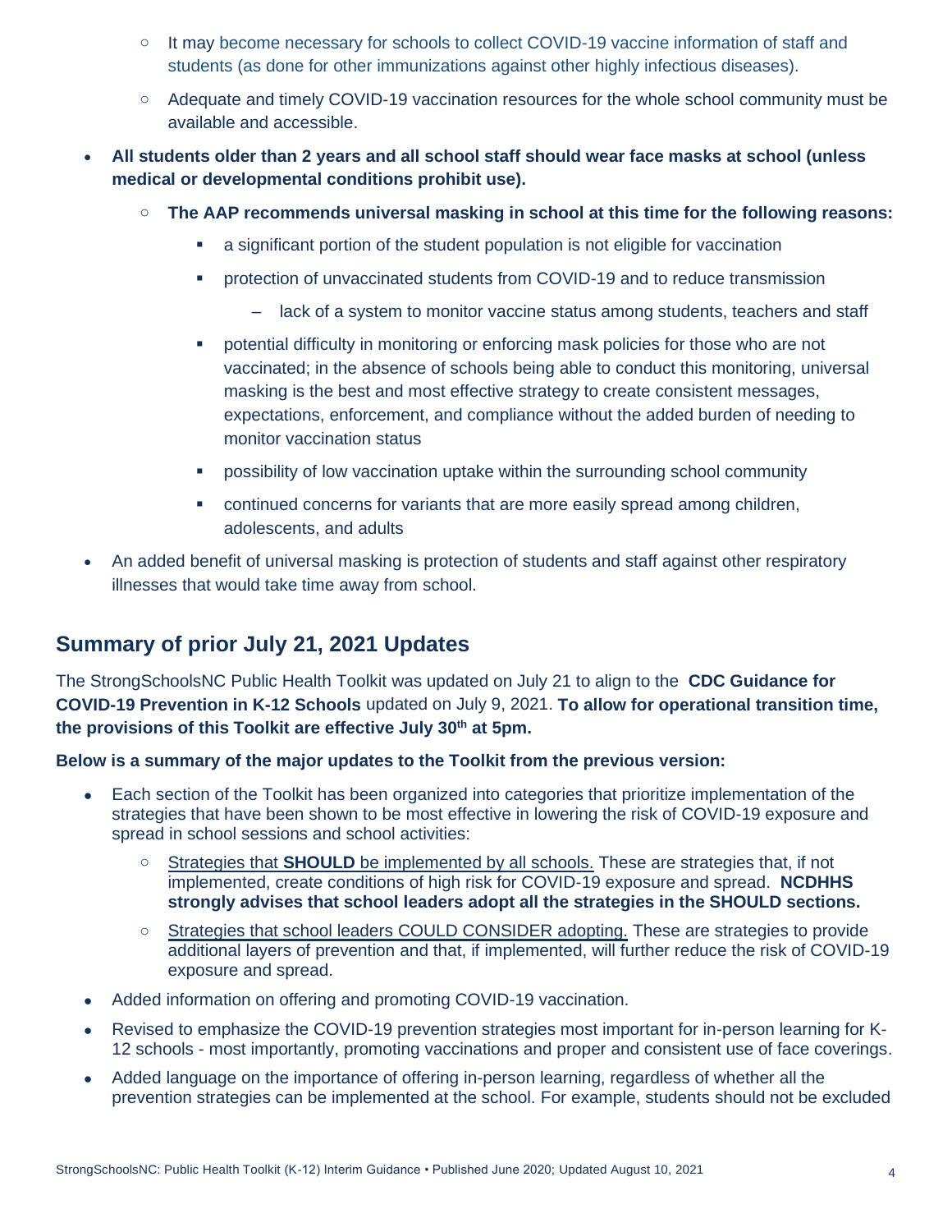- It may become necessary for schools to collect COVID-19 vaccine information of staff and students (as done for other immunizations against other highly infectious diseases).
   - Adequate and timely COVID-19 vaccination resources for the whole school community must be available and accessible.
- **All students older than 2 years and all school staff should wear face masks at school (unless medical or developmental conditions prohibit use).**
   - **The AAP recommends universal masking in school at this time for the following reasons:**
      - a significant portion of the student population is not eligible for vaccination
      - protection of unvaccinated students from COVID-19 and to reduce transmission
         - lack of a system to monitor vaccine status among students, teachers and staff
      - potential difficulty in monitoring or enforcing mask policies for those who are not vaccinated; in the absence of schools being able to conduct this monitoring, universal masking is the best and most effective strategy to create consistent messages, expectations, enforcement, and compliance without the added burden of needing to monitor vaccination status
      - possibility of low vaccination uptake within the surrounding school community
      - continued concerns for variants that are more easily spread among children, adolescents, and adults
- An added benefit of universal masking is protection of students and staff against other respiratory illnesses that would take time away from school.

## Summary of prior July 21, 2021 Updates

The StrongSchoolsNC Public Health Toolkit was updated on July 21 to align to the **CDC Guidance for COVID-19 Prevention in K-12 Schools** updated on July 9, 2021. **To allow for operational transition time, the provisions of this Toolkit are effective July 30th at 5pm.**

**Below is a summary of the major updates to the Toolkit from the previous version:**

- Each section of the Toolkit has been organized into categories that prioritize implementation of the strategies that have been shown to be most effective in lowering the risk of COVID-19 exposure and spread in school sessions and school activities:
   - Strategies that **SHOULD** be implemented by all schools. These are strategies that, if not implemented, create conditions of high risk for COVID-19 exposure and spread. **NCDHHS strongly advises that school leaders adopt all the strategies in the SHOULD sections.**
   - Strategies that school leaders COULD CONSIDER adopting. These are strategies to provide additional layers of prevention and that, if implemented, will further reduce the risk of COVID-19 exposure and spread.
- Added information on offering and promoting COVID-19 vaccination.
- Revised to emphasize the COVID-19 prevention strategies most important for in-person learning for K-12 schools - most importantly, promoting vaccinations and proper and consistent use of face coverings.
- Added language on the importance of offering in-person learning, regardless of whether all the prevention strategies can be implemented at the school. For example, students should not be excluded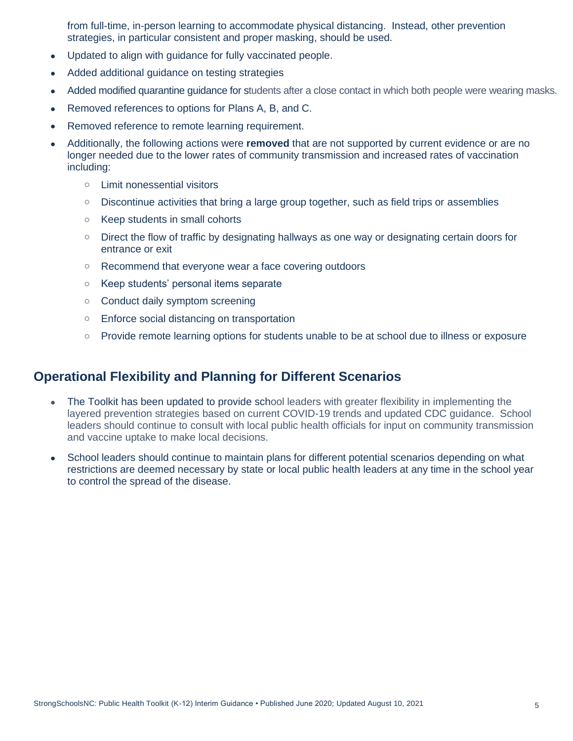from full-time, in-person learning to accommodate physical distancing. Instead, other prevention strategies, in particular consistent and proper masking, should be used.

- Updated to align with guidance for fully vaccinated people.
- Added additional guidance on testing strategies
- Added modified quarantine guidance for students after a close contact in which both people were wearing masks.
- Removed references to options for Plans A, B, and C.
- Removed reference to remote learning requirement.
- Additionally, the following actions were **removed** that are not supported by current evidence or are no longer needed due to the lower rates of community transmission and increased rates of vaccination including:
    - Limit nonessential visitors
    - Discontinue activities that bring a large group together, such as field trips or assemblies
    - Keep students in small cohorts
    - Direct the flow of traffic by designating hallways as one way or designating certain doors for entrance or exit
    - Recommend that everyone wear a face covering outdoors
    - Keep students' personal items separate
    - Conduct daily symptom screening
    - Enforce social distancing on transportation
    - Provide remote learning options for students unable to be at school due to illness or exposure

## Operational Flexibility and Planning for Different Scenarios

- The Toolkit has been updated to provide school leaders with greater flexibility in implementing the layered prevention strategies based on current COVID-19 trends and updated CDC guidance. School leaders should continue to consult with local public health officials for input on community transmission and vaccine uptake to make local decisions.
- School leaders should continue to maintain plans for different potential scenarios depending on what restrictions are deemed necessary by state or local public health leaders at any time in the school year to control the spread of the disease.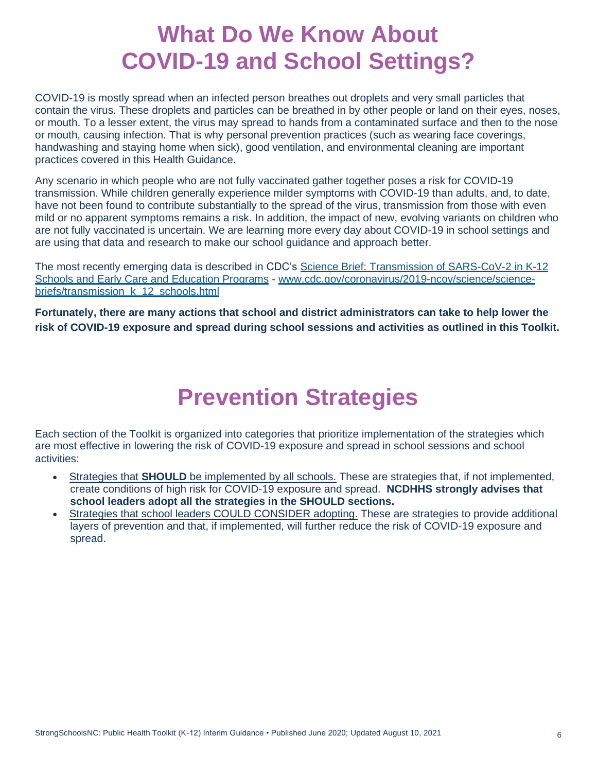# What Do We Know About COVID-19 and School Settings?

COVID-19 is mostly spread when an infected person breathes out droplets and very small particles that contain the virus. These droplets and particles can be breathed in by other people or land on their eyes, noses, or mouth. To a lesser extent, the virus may spread to hands from a contaminated surface and then to the nose or mouth, causing infection. That is why personal prevention practices (such as wearing face coverings, handwashing and staying home when sick), good ventilation, and environmental cleaning are important practices covered in this Health Guidance.

Any scenario in which people who are not fully vaccinated gather together poses a risk for COVID-19 transmission. While children generally experience milder symptoms with COVID-19 than adults, and, to date, have not been found to contribute substantially to the spread of the virus, transmission from those with even mild or no apparent symptoms remains a risk. In addition, the impact of new, evolving variants on children who are not fully vaccinated is uncertain. We are learning more every day about COVID-19 in school settings and are using that data and research to make our school guidance and approach better.

The most recently emerging data is described in CDC's [Science Brief: Transmission of SARS-CoV-2 in K-12 Schools and Early Care and Education Programs](www.cdc.gov/coronavirus/2019-ncov/science/science-briefs/transmission_k_12_schools.html) - [www.cdc.gov/coronavirus/2019-ncov/science/science-briefs/transmission_k_12_schools.html](www.cdc.gov/coronavirus/2019-ncov/science/science-briefs/transmission_k_12_schools.html)

**Fortunately, there are many actions that school and district administrators can take to help lower the risk of COVID-19 exposure and spread during school sessions and activities as outlined in this Toolkit.**

# Prevention Strategies

Each section of the Toolkit is organized into categories that prioritize implementation of the strategies which are most effective in lowering the risk of COVID-19 exposure and spread in school sessions and school activities:

- Strategies that **SHOULD** be implemented by all schools. These are strategies that, if not implemented, create conditions of high risk for COVID-19 exposure and spread. **NCDHHS strongly advises that school leaders adopt all the strategies in the SHOULD sections.**
- Strategies that school leaders COULD CONSIDER adopting. These are strategies to provide additional layers of prevention and that, if implemented, will further reduce the risk of COVID-19 exposure and spread.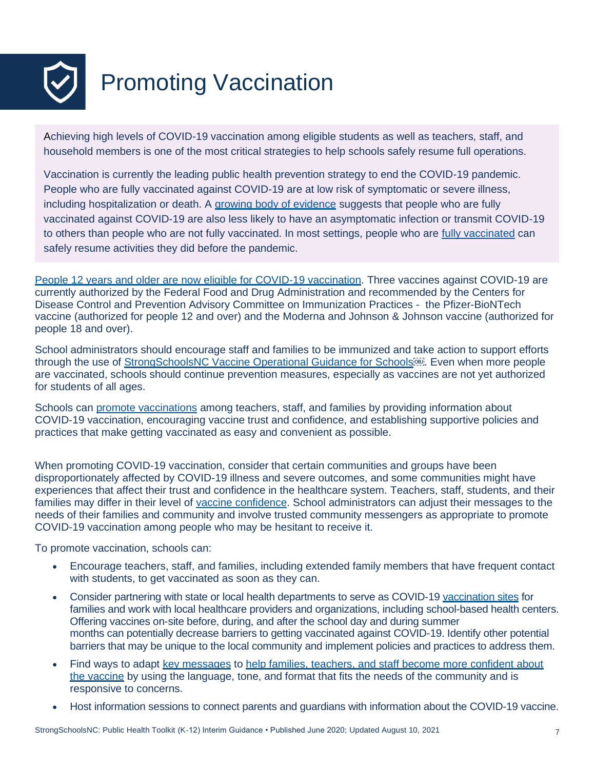# Promoting Vaccination

Achieving high levels of COVID-19 vaccination among eligible students as well as teachers, staff, and household members is one of the most critical strategies to help schools safely resume full operations.

Vaccination is currently the leading public health prevention strategy to end the COVID-19 pandemic. People who are fully vaccinated against COVID-19 are at low risk of symptomatic or severe illness, including hospitalization or death. A growing body of evidence suggests that people who are fully vaccinated against COVID-19 are also less likely to have an asymptomatic infection or transmit COVID-19 to others than people who are not fully vaccinated. In most settings, people who are fully vaccinated can safely resume activities they did before the pandemic.

People 12 years and older are now eligible for COVID-19 vaccination. Three vaccines against COVID-19 are currently authorized by the Federal Food and Drug Administration and recommended by the Centers for Disease Control and Prevention Advisory Committee on Immunization Practices - the Pfizer-BioNTech vaccine (authorized for people 12 and over) and the Moderna and Johnson & Johnson vaccine (authorized for people 18 and over).

School administrators should encourage staff and families to be immunized and take action to support efforts through the use of StrongSchoolsNC Vaccine Operational Guidance for Schools. Even when more people are vaccinated, schools should continue prevention measures, especially as vaccines are not yet authorized for students of all ages.

Schools can promote vaccinations among teachers, staff, and families by providing information about COVID-19 vaccination, encouraging vaccine trust and confidence, and establishing supportive policies and practices that make getting vaccinated as easy and convenient as possible.

When promoting COVID-19 vaccination, consider that certain communities and groups have been disproportionately affected by COVID-19 illness and severe outcomes, and some communities might have experiences that affect their trust and confidence in the healthcare system. Teachers, staff, students, and their families may differ in their level of vaccine confidence. School administrators can adjust their messages to the needs of their families and community and involve trusted community messengers as appropriate to promote COVID-19 vaccination among people who may be hesitant to receive it.

To promote vaccination, schools can:

- Encourage teachers, staff, and families, including extended family members that have frequent contact with students, to get vaccinated as soon as they can.
- Consider partnering with state or local health departments to serve as COVID-19 vaccination sites for families and work with local healthcare providers and organizations, including school-based health centers. Offering vaccines on-site before, during, and after the school day and during summer months can potentially decrease barriers to getting vaccinated against COVID-19. Identify other potential barriers that may be unique to the local community and implement policies and practices to address them.
- Find ways to adapt key messages to help families, teachers, and staff become more confident about the vaccine by using the language, tone, and format that fits the needs of the community and is responsive to concerns.
- Host information sessions to connect parents and guardians with information about the COVID-19 vaccine.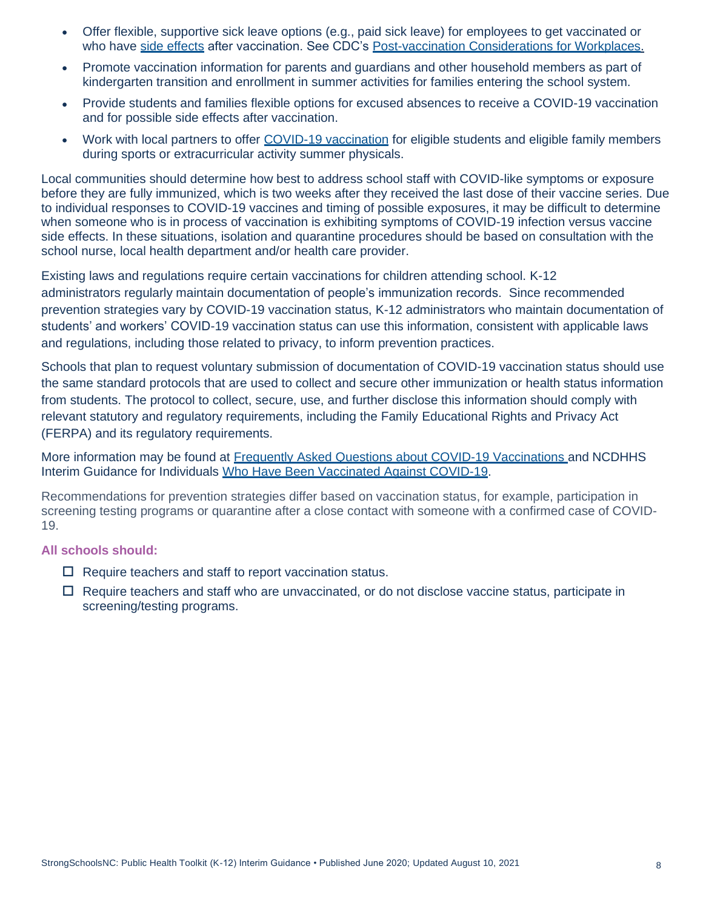- Offer flexible, supportive sick leave options (e.g., paid sick leave) for employees to get vaccinated or who have side effects after vaccination. See CDC's Post-vaccination Considerations for Workplaces.
- Promote vaccination information for parents and guardians and other household members as part of kindergarten transition and enrollment in summer activities for families entering the school system.
- Provide students and families flexible options for excused absences to receive a COVID-19 vaccination and for possible side effects after vaccination.
- Work with local partners to offer COVID-19 vaccination for eligible students and eligible family members during sports or extracurricular activity summer physicals.

Local communities should determine how best to address school staff with COVID-like symptoms or exposure before they are fully immunized, which is two weeks after they received the last dose of their vaccine series. Due to individual responses to COVID-19 vaccines and timing of possible exposures, it may be difficult to determine when someone who is in process of vaccination is exhibiting symptoms of COVID-19 infection versus vaccine side effects. In these situations, isolation and quarantine procedures should be based on consultation with the school nurse, local health department and/or health care provider.

Existing laws and regulations require certain vaccinations for children attending school. K-12 administrators regularly maintain documentation of people's immunization records. Since recommended prevention strategies vary by COVID-19 vaccination status, K-12 administrators who maintain documentation of students' and workers' COVID-19 vaccination status can use this information, consistent with applicable laws and regulations, including those related to privacy, to inform prevention practices.

Schools that plan to request voluntary submission of documentation of COVID-19 vaccination status should use the same standard protocols that are used to collect and secure other immunization or health status information from students. The protocol to collect, secure, use, and further disclose this information should comply with relevant statutory and regulatory requirements, including the Family Educational Rights and Privacy Act (FERPA) and its regulatory requirements.

More information may be found at Frequently Asked Questions about COVID-19 Vaccinations and NCDHHS Interim Guidance for Individuals Who Have Been Vaccinated Against COVID-19.

Recommendations for prevention strategies differ based on vaccination status, for example, participation in screening testing programs or quarantine after a close contact with someone with a confirmed case of COVID-19.

**All schools should:**

- ☐ Require teachers and staff to report vaccination status.
- ☐ Require teachers and staff who are unvaccinated, or do not disclose vaccine status, participate in screening/testing programs.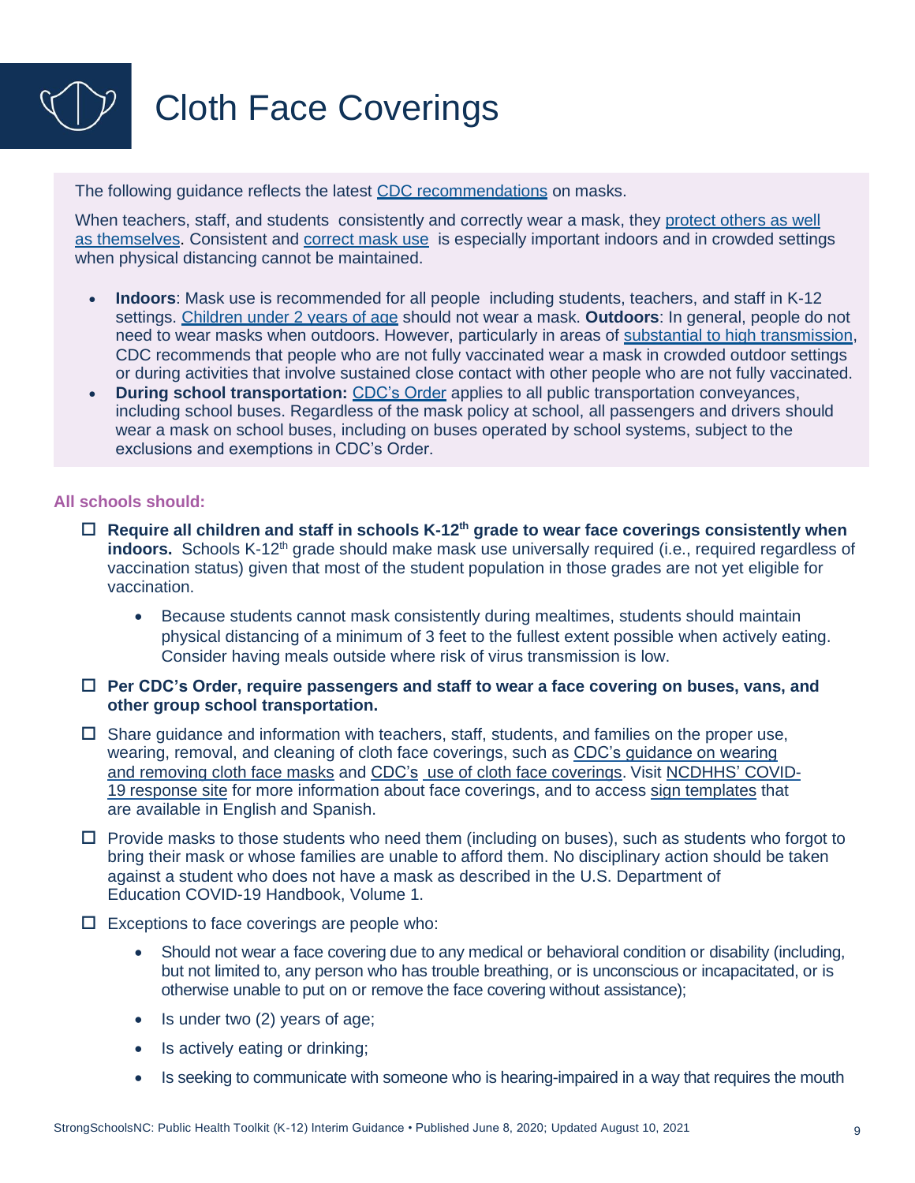# Cloth Face Coverings

The following guidance reflects the latest CDC recommendations on masks.

When teachers, staff, and students consistently and correctly wear a mask, they protect others as well as themselves. Consistent and correct mask use is especially important indoors and in crowded settings when physical distancing cannot be maintained.

- **Indoors**: Mask use is recommended for all people including students, teachers, and staff in K-12 settings. Children under 2 years of age should not wear a mask. **Outdoors**: In general, people do not need to wear masks when outdoors. However, particularly in areas of substantial to high transmission, CDC recommends that people who are not fully vaccinated wear a mask in crowded outdoor settings or during activities that involve sustained close contact with other people who are not fully vaccinated.
- **During school transportation:** CDC's Order applies to all public transportation conveyances, including school buses. Regardless of the mask policy at school, all passengers and drivers should wear a mask on school buses, including on buses operated by school systems, subject to the exclusions and exemptions in CDC's Order.

**All schools should:**

- ☐ **Require all children and staff in schools K-12th grade to wear face coverings consistently when indoors.** Schools K-12th grade should make mask use universally required (i.e., required regardless of vaccination status) given that most of the student population in those grades are not yet eligible for vaccination.
  - Because students cannot mask consistently during mealtimes, students should maintain physical distancing of a minimum of 3 feet to the fullest extent possible when actively eating. Consider having meals outside where risk of virus transmission is low.
- ☐ **Per CDC's Order, require passengers and staff to wear a face covering on buses, vans, and other group school transportation.**
- ☐ Share guidance and information with teachers, staff, students, and families on the proper use, wearing, removal, and cleaning of cloth face coverings, such as CDC's guidance on wearing and removing cloth face masks and CDC's use of cloth face coverings. Visit NCDHHS' COVID-19 response site for more information about face coverings, and to access sign templates that are available in English and Spanish.
- ☐ Provide masks to those students who need them (including on buses), such as students who forgot to bring their mask or whose families are unable to afford them. No disciplinary action should be taken against a student who does not have a mask as described in the U.S. Department of Education COVID-19 Handbook, Volume 1.
- ☐ Exceptions to face coverings are people who:
  - Should not wear a face covering due to any medical or behavioral condition or disability (including, but not limited to, any person who has trouble breathing, or is unconscious or incapacitated, or is otherwise unable to put on or remove the face covering without assistance);
  - Is under two (2) years of age;
  - Is actively eating or drinking;
  - Is seeking to communicate with someone who is hearing-impaired in a way that requires the mouth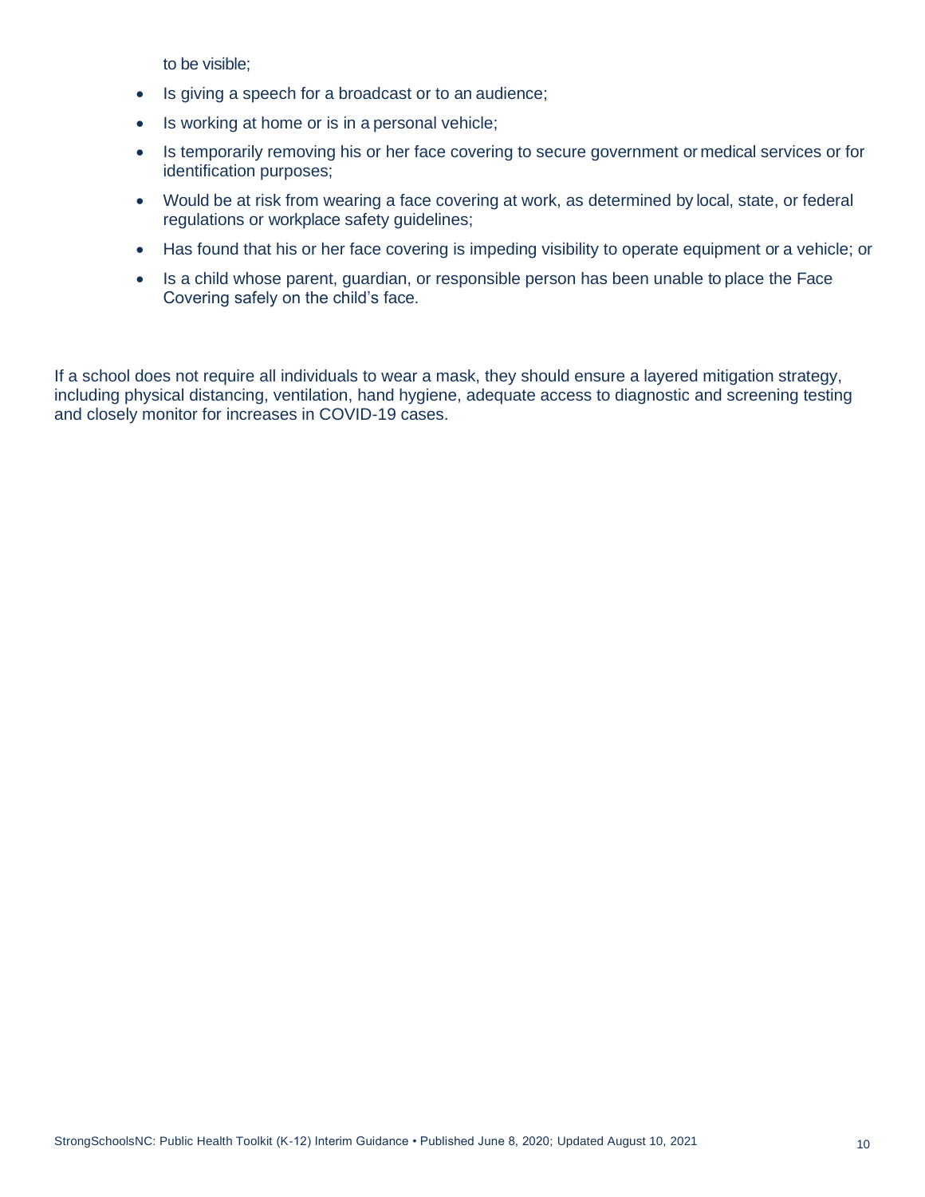to be visible;

- Is giving a speech for a broadcast or to an audience;
- Is working at home or is in a personal vehicle;
- Is temporarily removing his or her face covering to secure government or medical services or for identification purposes;
- Would be at risk from wearing a face covering at work, as determined by local, state, or federal regulations or workplace safety guidelines;
- Has found that his or her face covering is impeding visibility to operate equipment or a vehicle; or
- Is a child whose parent, guardian, or responsible person has been unable to place the Face Covering safely on the child's face.

If a school does not require all individuals to wear a mask, they should ensure a layered mitigation strategy, including physical distancing, ventilation, hand hygiene, adequate access to diagnostic and screening testing and closely monitor for increases in COVID-19 cases.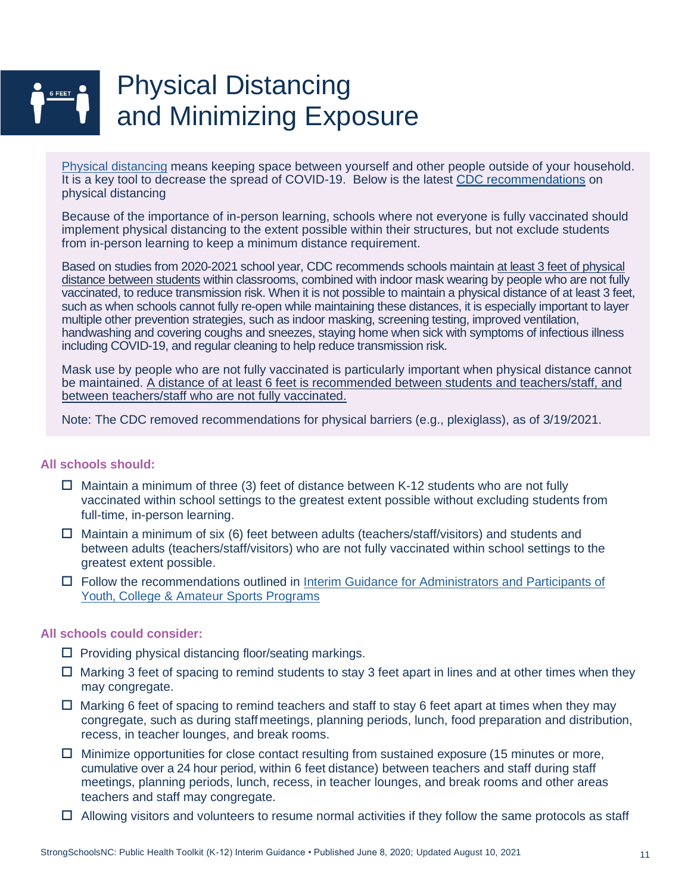# Physical Distancing and Minimizing Exposure

Physical distancing means keeping space between yourself and other people outside of your household. It is a key tool to decrease the spread of COVID-19. Below is the latest CDC recommendations on physical distancing

Because of the importance of in-person learning, schools where not everyone is fully vaccinated should implement physical distancing to the extent possible within their structures, but not exclude students from in-person learning to keep a minimum distance requirement.

Based on studies from 2020-2021 school year, CDC recommends schools maintain at least 3 feet of physical distance between students within classrooms, combined with indoor mask wearing by people who are not fully vaccinated, to reduce transmission risk. When it is not possible to maintain a physical distance of at least 3 feet, such as when schools cannot fully re-open while maintaining these distances, it is especially important to layer multiple other prevention strategies, such as indoor masking, screening testing, improved ventilation, handwashing and covering coughs and sneezes, staying home when sick with symptoms of infectious illness including COVID-19, and regular cleaning to help reduce transmission risk.

Mask use by people who are not fully vaccinated is particularly important when physical distance cannot be maintained. A distance of at least 6 feet is recommended between students and teachers/staff, and between teachers/staff who are not fully vaccinated.

Note: The CDC removed recommendations for physical barriers (e.g., plexiglass), as of 3/19/2021.

**All schools should:**

- ☐ Maintain a minimum of three (3) feet of distance between K-12 students who are not fully vaccinated within school settings to the greatest extent possible without excluding students from full-time, in-person learning.
- ☐ Maintain a minimum of six (6) feet between adults (teachers/staff/visitors) and students and between adults (teachers/staff/visitors) who are not fully vaccinated within school settings to the greatest extent possible.
- ☐ Follow the recommendations outlined in Interim Guidance for Administrators and Participants of Youth, College & Amateur Sports Programs

**All schools could consider:**

- ☐ Providing physical distancing floor/seating markings.
- ☐ Marking 3 feet of spacing to remind students to stay 3 feet apart in lines and at other times when they may congregate.
- ☐ Marking 6 feet of spacing to remind teachers and staff to stay 6 feet apart at times when they may congregate, such as during staff meetings, planning periods, lunch, food preparation and distribution, recess, in teacher lounges, and break rooms.
- ☐ Minimize opportunities for close contact resulting from sustained exposure (15 minutes or more, cumulative over a 24 hour period, within 6 feet distance) between teachers and staff during staff meetings, planning periods, lunch, recess, in teacher lounges, and break rooms and other areas teachers and staff may congregate.
- ☐ Allowing visitors and volunteers to resume normal activities if they follow the same protocols as staff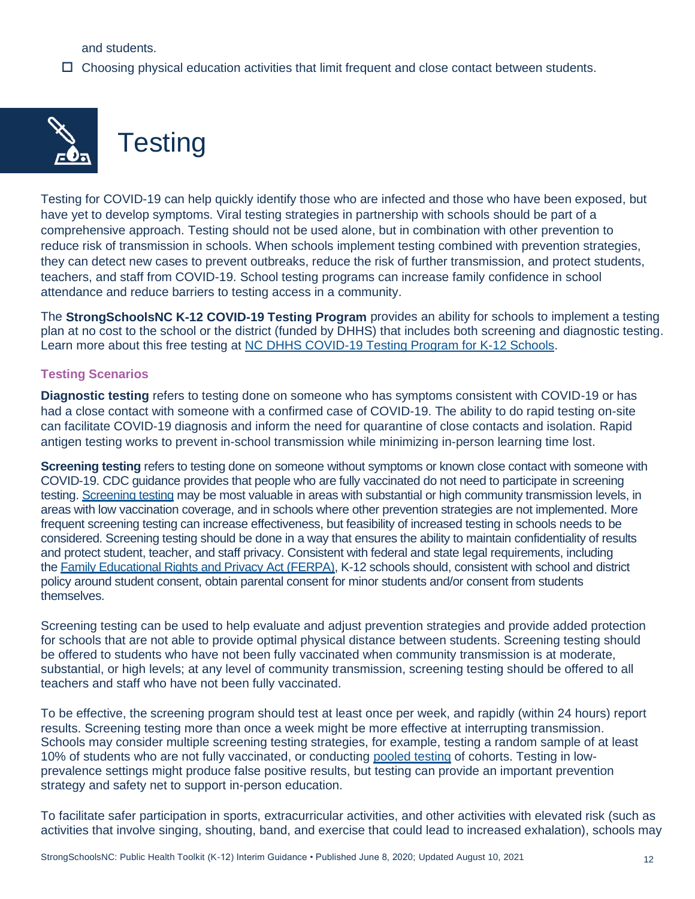and students.

- ☐ Choosing physical education activities that limit frequent and close contact between students.

# Testing

Testing for COVID-19 can help quickly identify those who are infected and those who have been exposed, but have yet to develop symptoms. Viral testing strategies in partnership with schools should be part of a comprehensive approach. Testing should not be used alone, but in combination with other prevention to reduce risk of transmission in schools. When schools implement testing combined with prevention strategies, they can detect new cases to prevent outbreaks, reduce the risk of further transmission, and protect students, teachers, and staff from COVID-19. School testing programs can increase family confidence in school attendance and reduce barriers to testing access in a community.

The **StrongSchoolsNC K-12 COVID-19 Testing Program** provides an ability for schools to implement a testing plan at no cost to the school or the district (funded by DHHS) that includes both screening and diagnostic testing. Learn more about this free testing at NC DHHS COVID-19 Testing Program for K-12 Schools.

### Testing Scenarios

**Diagnostic testing** refers to testing done on someone who has symptoms consistent with COVID-19 or has had a close contact with someone with a confirmed case of COVID-19. The ability to do rapid testing on-site can facilitate COVID-19 diagnosis and inform the need for quarantine of close contacts and isolation. Rapid antigen testing works to prevent in-school transmission while minimizing in-person learning time lost.

**Screening testing** refers to testing done on someone without symptoms or known close contact with someone with COVID-19. CDC guidance provides that people who are fully vaccinated do not need to participate in screening testing. Screening testing may be most valuable in areas with substantial or high community transmission levels, in areas with low vaccination coverage, and in schools where other prevention strategies are not implemented. More frequent screening testing can increase effectiveness, but feasibility of increased testing in schools needs to be considered. Screening testing should be done in a way that ensures the ability to maintain confidentiality of results and protect student, teacher, and staff privacy. Consistent with federal and state legal requirements, including the Family Educational Rights and Privacy Act (FERPA), K-12 schools should, consistent with school and district policy around student consent, obtain parental consent for minor students and/or consent from students themselves.

Screening testing can be used to help evaluate and adjust prevention strategies and provide added protection for schools that are not able to provide optimal physical distance between students. Screening testing should be offered to students who have not been fully vaccinated when community transmission is at moderate, substantial, or high levels; at any level of community transmission, screening testing should be offered to all teachers and staff who have not been fully vaccinated.

To be effective, the screening program should test at least once per week, and rapidly (within 24 hours) report results. Screening testing more than once a week might be more effective at interrupting transmission. Schools may consider multiple screening testing strategies, for example, testing a random sample of at least 10% of students who are not fully vaccinated, or conducting pooled testing of cohorts. Testing in low-prevalence settings might produce false positive results, but testing can provide an important prevention strategy and safety net to support in-person education.

To facilitate safer participation in sports, extracurricular activities, and other activities with elevated risk (such as activities that involve singing, shouting, band, and exercise that could lead to increased exhalation), schools may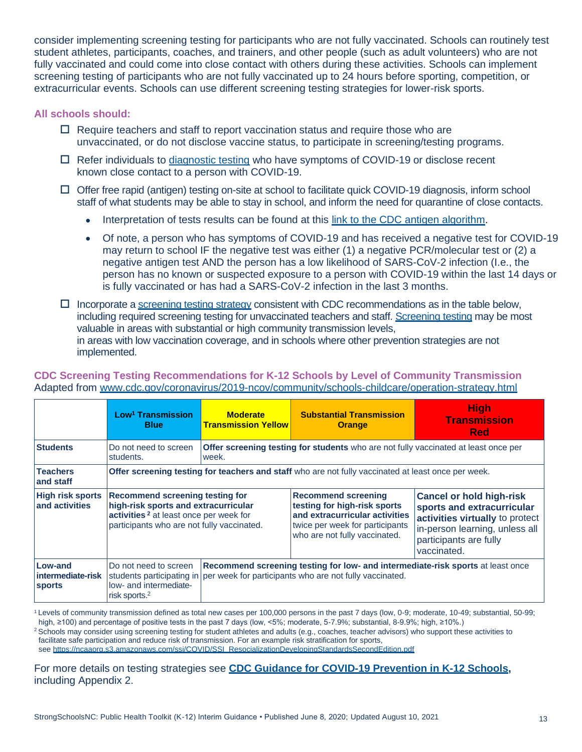consider implementing screening testing for participants who are not fully vaccinated. Schools can routinely test student athletes, participants, coaches, and trainers, and other people (such as adult volunteers) who are not fully vaccinated and could come into close contact with others during these activities. Schools can implement screening testing of participants who are not fully vaccinated up to 24 hours before sporting, competition, or extracurricular events. Schools can use different screening testing strategies for lower-risk sports.

### All schools should:

- ☐ Require teachers and staff to report vaccination status and require those who are unvaccinated, or do not disclose vaccine status, to participate in screening/testing programs.
- ☐ Refer individuals to diagnostic testing who have symptoms of COVID-19 or disclose recent known close contact to a person with COVID-19.
- ☐ Offer free rapid (antigen) testing on-site at school to facilitate quick COVID-19 diagnosis, inform school staff of what students may be able to stay in school, and inform the need for quarantine of close contacts.
  - Interpretation of tests results can be found at this link to the CDC antigen algorithm.
  - Of note, a person who has symptoms of COVID-19 and has received a negative test for COVID-19 may return to school IF the negative test was either (1) a negative PCR/molecular test or (2) a negative antigen test AND the person has a low likelihood of SARS-CoV-2 infection (I.e., the person has no known or suspected exposure to a person with COVID-19 within the last 14 days or is fully vaccinated or has had a SARS-CoV-2 infection in the last 3 months.
- ☐ Incorporate a screening testing strategy consistent with CDC recommendations as in the table below, including required screening testing for unvaccinated teachers and staff. Screening testing may be most valuable in areas with substantial or high community transmission levels, in areas with low vaccination coverage, and in schools where other prevention strategies are not implemented.

### CDC Screening Testing Recommendations for K-12 Schools by Level of Community Transmission

Adapted from www.cdc.gov/coronavirus/2019-ncov/community/schools-childcare/operation-strategy.html

| | Low[1] Transmission Blue | Moderate Transmission Yellow | Substantial Transmission Orange | High Transmission Red |
|---|---|---|---|---|
| **Students** | Do not need to screen students. | **Offer screening testing for students** who are not fully vaccinated at least once per week. | | |
| **Teachers and staff** | **Offer screening testing for teachers and staff** who are not fully vaccinated at least once per week. | | | |
| **High risk sports and activities** | **Recommend screening testing for high-risk sports and extracurricular activities**[2] at least once per week for participants who are not fully vaccinated. | | **Recommend screening testing for high-risk sports and extracurricular activities** twice per week for participants who are not fully vaccinated. | **Cancel or hold high-risk sports and extracurricular activities virtually** to protect in-person learning, unless all participants are fully vaccinated. |
| **Low-and intermediate-risk sports** | Do not need to screen students participating in low- and intermediate-risk sports.[2] | **Recommend screening testing for low- and intermediate-risk sports** at least once per week for participants who are not fully vaccinated. | | |

[1] Levels of community transmission defined as total new cases per 100,000 persons in the past 7 days (low, 0-9; moderate, 10-49; substantial, 50-99; high, ≥100) and percentage of positive tests in the past 7 days (low, <5%; moderate, 5-7.9%; substantial, 8-9.9%; high, ≥10%.)

[2] Schools may consider using screening testing for student athletes and adults (e.g., coaches, teacher advisors) who support these activities to facilitate safe participation and reduce risk of transmission. For an example risk stratification for sports, see https://ncaaorg.s3.amazonaws.com/ssi/COVID/SSI_ResocializationDevelopingStandardsSecondEdition.pdf

For more details on testing strategies see **CDC Guidance for COVID-19 Prevention in K-12 Schools**, including Appendix 2.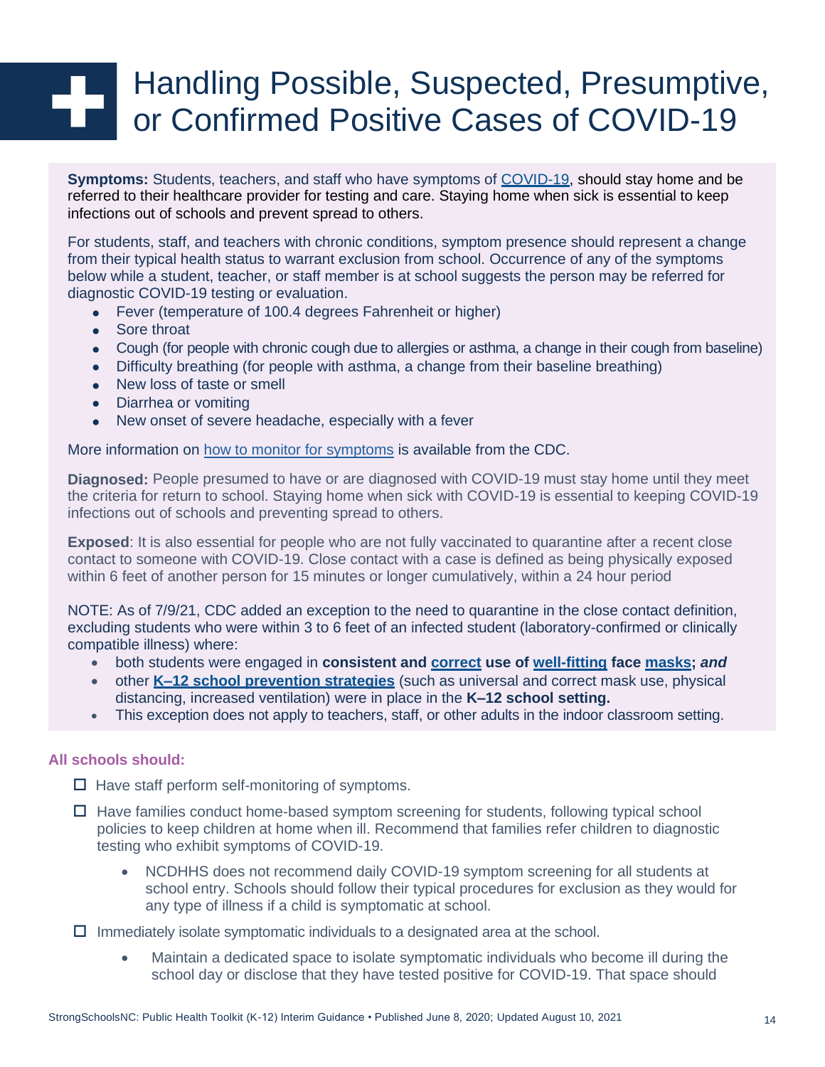# Handling Possible, Suspected, Presumptive, or Confirmed Positive Cases of COVID-19

**Symptoms:** Students, teachers, and staff who have symptoms of COVID-19, should stay home and be referred to their healthcare provider for testing and care. Staying home when sick is essential to keep infections out of schools and prevent spread to others.

For students, staff, and teachers with chronic conditions, symptom presence should represent a change from their typical health status to warrant exclusion from school. Occurrence of any of the symptoms below while a student, teacher, or staff member is at school suggests the person may be referred for diagnostic COVID-19 testing or evaluation.

- Fever (temperature of 100.4 degrees Fahrenheit or higher)
- Sore throat
- Cough (for people with chronic cough due to allergies or asthma, a change in their cough from baseline)
- Difficulty breathing (for people with asthma, a change from their baseline breathing)
- New loss of taste or smell
- Diarrhea or vomiting
- New onset of severe headache, especially with a fever

More information on how to monitor for symptoms is available from the CDC.

**Diagnosed:** People presumed to have or are diagnosed with COVID-19 must stay home until they meet the criteria for return to school. Staying home when sick with COVID-19 is essential to keeping COVID-19 infections out of schools and preventing spread to others.

**Exposed**: It is also essential for people who are not fully vaccinated to quarantine after a recent close contact to someone with COVID-19. Close contact with a case is defined as being physically exposed within 6 feet of another person for 15 minutes or longer cumulatively, within a 24 hour period

NOTE: As of 7/9/21, CDC added an exception to the need to quarantine in the close contact definition, excluding students who were within 3 to 6 feet of an infected student (laboratory-confirmed or clinically compatible illness) where:

- both students were engaged in **consistent and correct use of well-fitting face masks;** ***and***
- other **K–12 school prevention strategies** (such as universal and correct mask use, physical distancing, increased ventilation) were in place in the **K–12 school setting.**
- This exception does not apply to teachers, staff, or other adults in the indoor classroom setting.

**All schools should:**

- ☐ Have staff perform self-monitoring of symptoms.
- ☐ Have families conduct home-based symptom screening for students, following typical school policies to keep children at home when ill. Recommend that families refer children to diagnostic testing who exhibit symptoms of COVID-19.
  - NCDHHS does not recommend daily COVID-19 symptom screening for all students at school entry. Schools should follow their typical procedures for exclusion as they would for any type of illness if a child is symptomatic at school.
- ☐ Immediately isolate symptomatic individuals to a designated area at the school.
  - Maintain a dedicated space to isolate symptomatic individuals who become ill during the school day or disclose that they have tested positive for COVID-19. That space should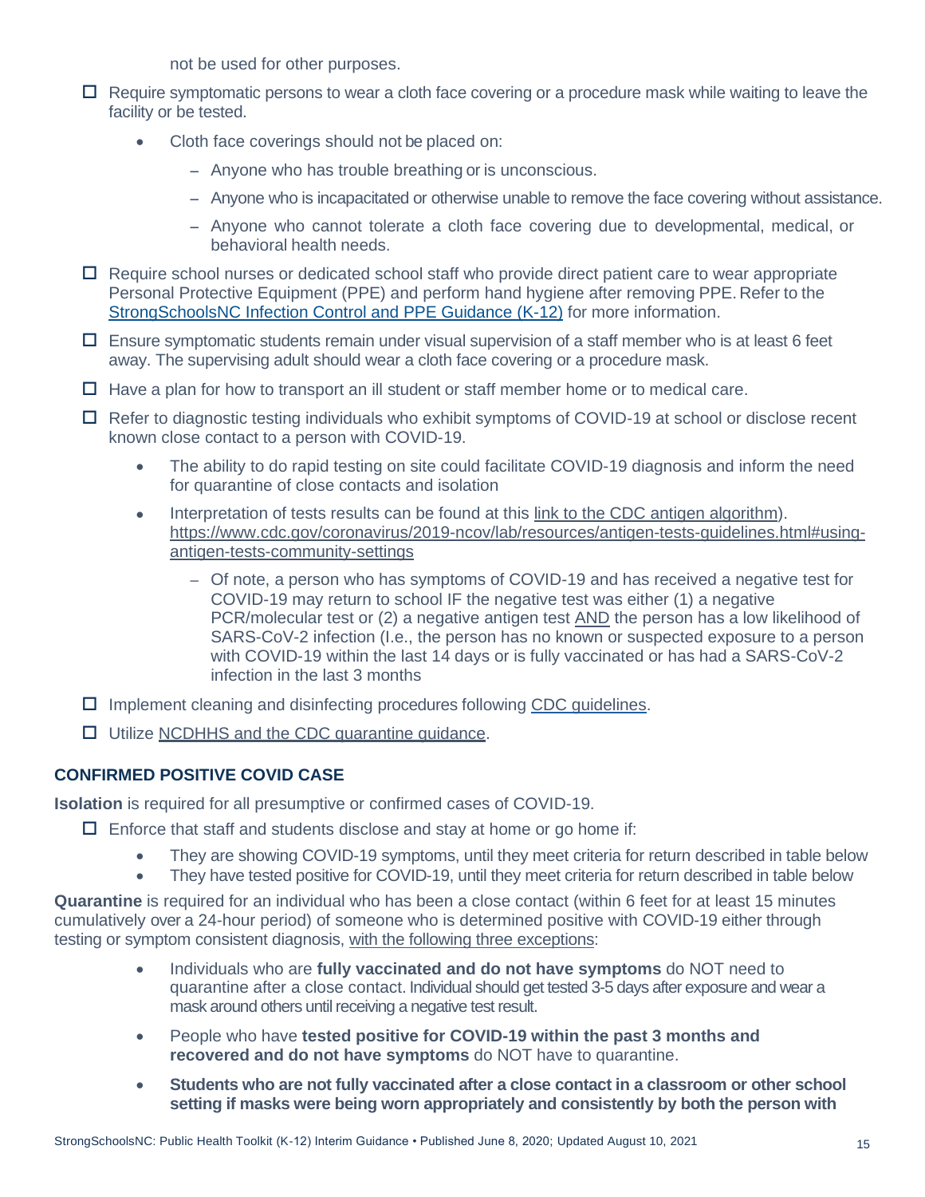not be used for other purposes.

- ☐ Require symptomatic persons to wear a cloth face covering or a procedure mask while waiting to leave the facility or be tested.
  - Cloth face coverings should not be placed on:
    - Anyone who has trouble breathing or is unconscious.
    - Anyone who is incapacitated or otherwise unable to remove the face covering without assistance.
    - Anyone who cannot tolerate a cloth face covering due to developmental, medical, or behavioral health needs.
- ☐ Require school nurses or dedicated school staff who provide direct patient care to wear appropriate Personal Protective Equipment (PPE) and perform hand hygiene after removing PPE. Refer to the StrongSchoolsNC Infection Control and PPE Guidance (K-12) for more information.
- ☐ Ensure symptomatic students remain under visual supervision of a staff member who is at least 6 feet away. The supervising adult should wear a cloth face covering or a procedure mask.
- ☐ Have a plan for how to transport an ill student or staff member home or to medical care.
- ☐ Refer to diagnostic testing individuals who exhibit symptoms of COVID-19 at school or disclose recent known close contact to a person with COVID-19.
  - The ability to do rapid testing on site could facilitate COVID-19 diagnosis and inform the need for quarantine of close contacts and isolation
  - Interpretation of tests results can be found at this link to the CDC antigen algorithm). https://www.cdc.gov/coronavirus/2019-ncov/lab/resources/antigen-tests-guidelines.html#using-antigen-tests-community-settings
    - Of note, a person who has symptoms of COVID-19 and has received a negative test for COVID-19 may return to school IF the negative test was either (1) a negative PCR/molecular test or (2) a negative antigen test AND the person has a low likelihood of SARS-CoV-2 infection (I.e., the person has no known or suspected exposure to a person with COVID-19 within the last 14 days or is fully vaccinated or has had a SARS-CoV-2 infection in the last 3 months
- ☐ Implement cleaning and disinfecting procedures following CDC guidelines.
- ☐ Utilize NCDHHS and the CDC quarantine guidance.

### CONFIRMED POSITIVE COVID CASE

**Isolation** is required for all presumptive or confirmed cases of COVID-19.

- ☐ Enforce that staff and students disclose and stay at home or go home if:
  - They are showing COVID-19 symptoms, until they meet criteria for return described in table below
  - They have tested positive for COVID-19, until they meet criteria for return described in table below

**Quarantine** is required for an individual who has been a close contact (within 6 feet for at least 15 minutes cumulatively over a 24-hour period) of someone who is determined positive with COVID-19 either through testing or symptom consistent diagnosis, with the following three exceptions:

- Individuals who are **fully vaccinated and do not have symptoms** do NOT need to quarantine after a close contact. Individual should get tested 3-5 days after exposure and wear a mask around others until receiving a negative test result.
- People who have **tested positive for COVID-19 within the past 3 months and recovered and do not have symptoms** do NOT have to quarantine.
- **Students who are not fully vaccinated after a close contact in a classroom or other school setting if masks were being worn appropriately and consistently by both the person with**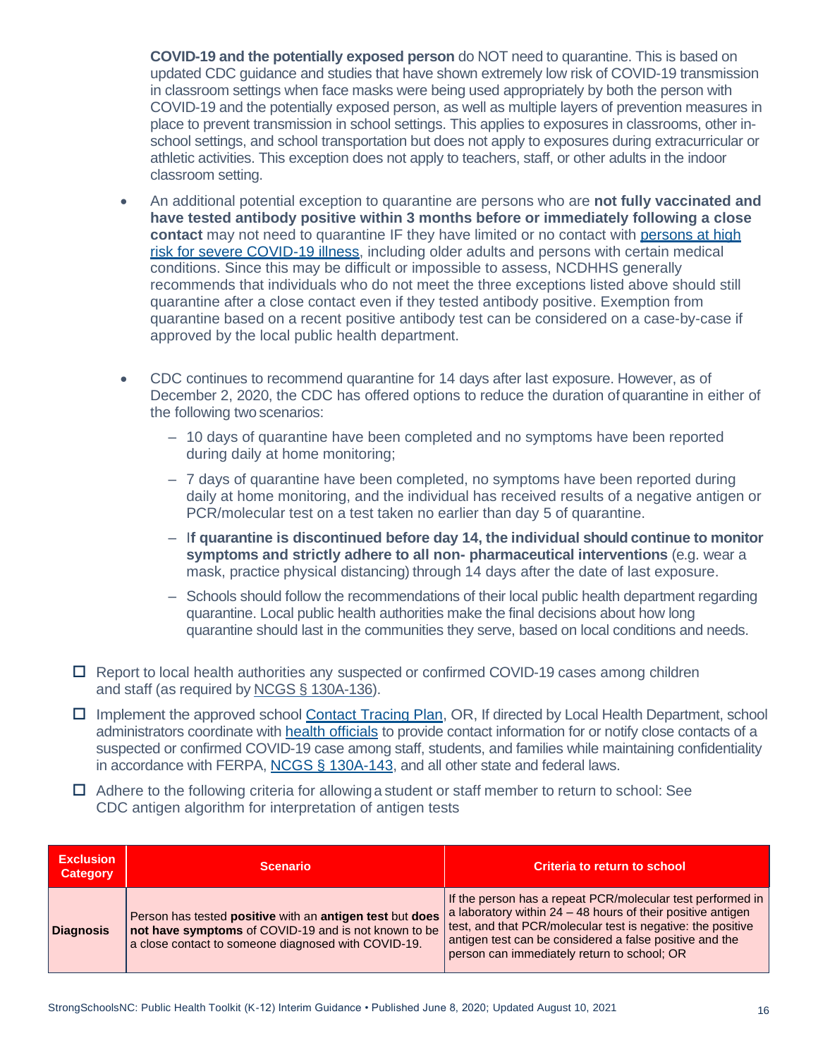**COVID-19 and the potentially exposed person** do NOT need to quarantine. This is based on updated CDC guidance and studies that have shown extremely low risk of COVID-19 transmission in classroom settings when face masks were being used appropriately by both the person with COVID-19 and the potentially exposed person, as well as multiple layers of prevention measures in place to prevent transmission in school settings. This applies to exposures in classrooms, other in-school settings, and school transportation but does not apply to exposures during extracurricular or athletic activities. This exception does not apply to teachers, staff, or other adults in the indoor classroom setting.

- An additional potential exception to quarantine are persons who are **not fully vaccinated and have tested antibody positive within 3 months before or immediately following a close contact** may not need to quarantine IF they have limited or no contact with [persons at high risk for severe COVID-19 illness](), including older adults and persons with certain medical conditions. Since this may be difficult or impossible to assess, NCDHHS generally recommends that individuals who do not meet the three exceptions listed above should still quarantine after a close contact even if they tested antibody positive. Exemption from quarantine based on a recent positive antibody test can be considered on a case-by-case if approved by the local public health department.

- CDC continues to recommend quarantine for 14 days after last exposure. However, as of December 2, 2020, the CDC has offered options to reduce the duration of quarantine in either of the following two scenarios:
  - 10 days of quarantine have been completed and no symptoms have been reported during daily at home monitoring;
  - 7 days of quarantine have been completed, no symptoms have been reported during daily at home monitoring, and the individual has received results of a negative antigen or PCR/molecular test on a test taken no earlier than day 5 of quarantine.
  - I**f quarantine is discontinued before day 14, the individual should continue to monitor symptoms and strictly adhere to all non- pharmaceutical interventions** (e.g. wear a mask, practice physical distancing) through 14 days after the date of last exposure.
  - Schools should follow the recommendations of their local public health department regarding quarantine. Local public health authorities make the final decisions about how long quarantine should last in the communities they serve, based on local conditions and needs.

☐ Report to local health authorities any suspected or confirmed COVID-19 cases among children and staff (as required by [NCGS § 130A-136]()).

☐ Implement the approved school [Contact Tracing Plan](), OR, If directed by Local Health Department, school administrators coordinate with [health officials]() to provide contact information for or notify close contacts of a suspected or confirmed COVID-19 case among staff, students, and families while maintaining confidentiality in accordance with FERPA, [NCGS § 130A-143](), and all other state and federal laws.

☐ Adhere to the following criteria for allowing a student or staff member to return to school: See CDC antigen algorithm for interpretation of antigen tests

| Exclusion Category | Scenario | Criteria to return to school |
|---|---|---|
| **Diagnosis** | Person has tested **positive** with an **antigen test** but **does not have symptoms** of COVID-19 and is not known to be a close contact to someone diagnosed with COVID-19. | If the person has a repeat PCR/molecular test performed in a laboratory within 24 – 48 hours of their positive antigen test, and that PCR/molecular test is negative: the positive antigen test can be considered a false positive and the person can immediately return to school; OR |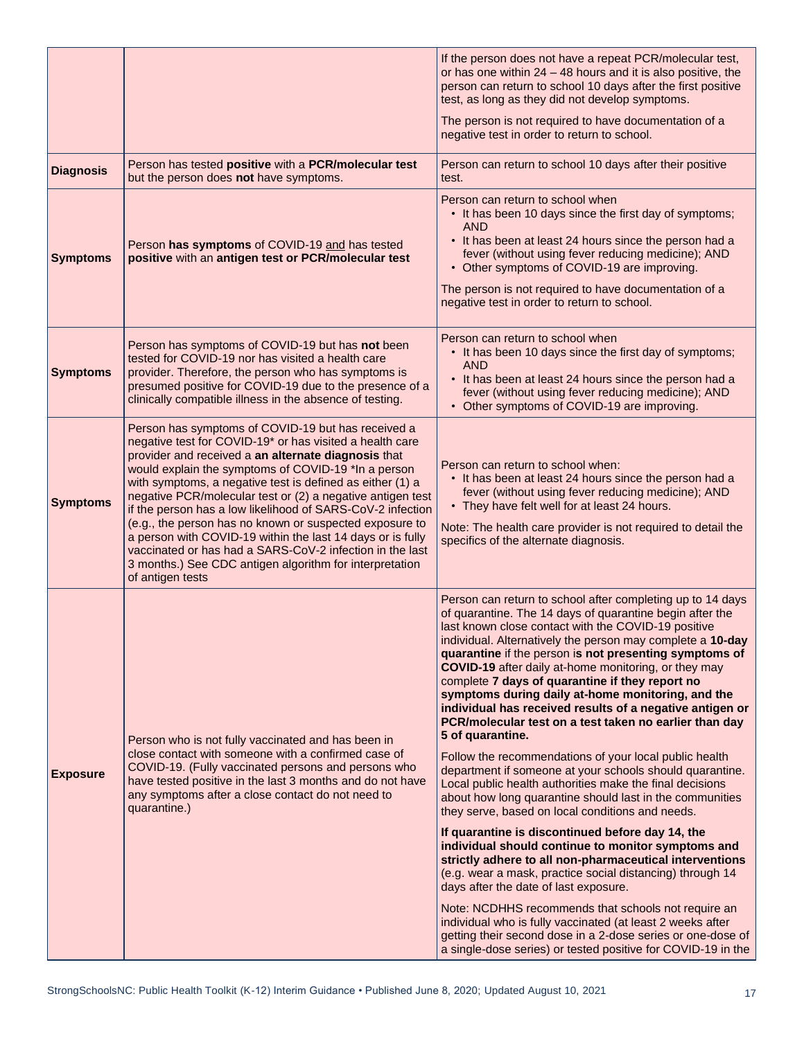| | | |
|---|---|---|
| | | If the person does not have a repeat PCR/molecular test, or has one within 24 – 48 hours and it is also positive, the person can return to school 10 days after the first positive test, as long as they did not develop symptoms.<br><br>The person is not required to have documentation of a negative test in order to return to school. |
| **Diagnosis** | Person has tested **positive** with a **PCR/molecular test** but the person does **not** have symptoms. | Person can return to school 10 days after their positive test. |
| **Symptoms** | Person **has symptoms** of COVID-19 and has tested **positive** with an **antigen test or PCR/molecular test** | Person can return to school when<br>• It has been 10 days since the first day of symptoms; AND<br>• It has been at least 24 hours since the person had a fever (without using fever reducing medicine); AND<br>• Other symptoms of COVID-19 are improving.<br><br>The person is not required to have documentation of a negative test in order to return to school. |
| **Symptoms** | Person has symptoms of COVID-19 but has **not** been tested for COVID-19 nor has visited a health care provider. Therefore, the person who has symptoms is presumed positive for COVID-19 due to the presence of a clinically compatible illness in the absence of testing. | Person can return to school when<br>• It has been 10 days since the first day of symptoms; AND<br>• It has been at least 24 hours since the person had a fever (without using fever reducing medicine); AND<br>• Other symptoms of COVID-19 are improving. |
| **Symptoms** | Person has symptoms of COVID-19 but has received a negative test for COVID-19* or has visited a health care provider and received a **an alternate diagnosis** that would explain the symptoms of COVID-19 *In a person with symptoms, a negative test is defined as either (1) a negative PCR/molecular test or (2) a negative antigen test if the person has a low likelihood of SARS-CoV-2 infection (e.g., the person has no known or suspected exposure to a person with COVID-19 within the last 14 days or is fully vaccinated or has had a SARS-CoV-2 infection in the last 3 months.) See CDC antigen algorithm for interpretation of antigen tests | Person can return to school when:<br>• It has been at least 24 hours since the person had a fever (without using fever reducing medicine); AND<br>• They have felt well for at least 24 hours.<br><br>Note: The health care provider is not required to detail the specifics of the alternate diagnosis. |
| **Exposure** | Person who is not fully vaccinated and has been in close contact with someone with a confirmed case of COVID-19. (Fully vaccinated persons and persons who have tested positive in the last 3 months and do not have any symptoms after a close contact do not need to quarantine.) | Person can return to school after completing up to 14 days of quarantine. The 14 days of quarantine begin after the last known close contact with the COVID-19 positive individual. Alternatively the person may complete a **10-day quarantine** if the person i**s not presenting symptoms of COVID-19** after daily at-home monitoring, or they may complete **7 days of quarantine if they report no symptoms during daily at-home monitoring, and the individual has received results of a negative antigen or PCR/molecular test on a test taken no earlier than day 5 of quarantine.**<br><br>Follow the recommendations of your local public health department if someone at your schools should quarantine. Local public health authorities make the final decisions about how long quarantine should last in the communities they serve, based on local conditions and needs.<br><br>**If quarantine is discontinued before day 14, the individual should continue to monitor symptoms and strictly adhere to all non-pharmaceutical interventions** (e.g. wear a mask, practice social distancing) through 14 days after the date of last exposure.<br><br>Note: NCDHHS recommends that schools not require an individual who is fully vaccinated (at least 2 weeks after getting their second dose in a 2-dose series or one-dose of a single-dose series) or tested positive for COVID-19 in the |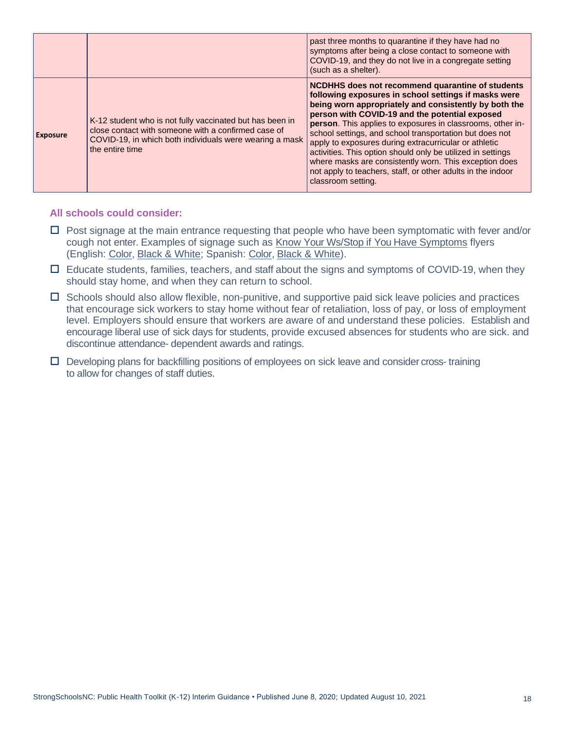| | | |
|---|---|---|
| | | past three months to quarantine if they have had no symptoms after being a close contact to someone with COVID-19, and they do not live in a congregate setting (such as a shelter). |
| **Exposure** | K-12 student who is not fully vaccinated but has been in close contact with someone with a confirmed case of COVID-19, in which both individuals were wearing a mask the entire time | **NCDHHS does not recommend quarantine of students following exposures in school settings if masks were being worn appropriately and consistently by both the person with COVID-19 and the potential exposed person**. This applies to exposures in classrooms, other in-school settings, and school transportation but does not apply to exposures during extracurricular or athletic activities. This option should only be utilized in settings where masks are consistently worn. This exception does not apply to teachers, staff, or other adults in the indoor classroom setting. |

**All schools could consider:**

- ☐ Post signage at the main entrance requesting that people who have been symptomatic with fever and/or cough not enter. Examples of signage such as Know Your Ws/Stop if You Have Symptoms flyers (English: Color, Black & White; Spanish: Color, Black & White).
- ☐ Educate students, families, teachers, and staff about the signs and symptoms of COVID-19, when they should stay home, and when they can return to school.
- ☐ Schools should also allow flexible, non-punitive, and supportive paid sick leave policies and practices that encourage sick workers to stay home without fear of retaliation, loss of pay, or loss of employment level. Employers should ensure that workers are aware of and understand these policies. Establish and encourage liberal use of sick days for students, provide excused absences for students who are sick. and discontinue attendance- dependent awards and ratings.
- ☐ Developing plans for backfilling positions of employees on sick leave and consider cross- training to allow for changes of staff duties.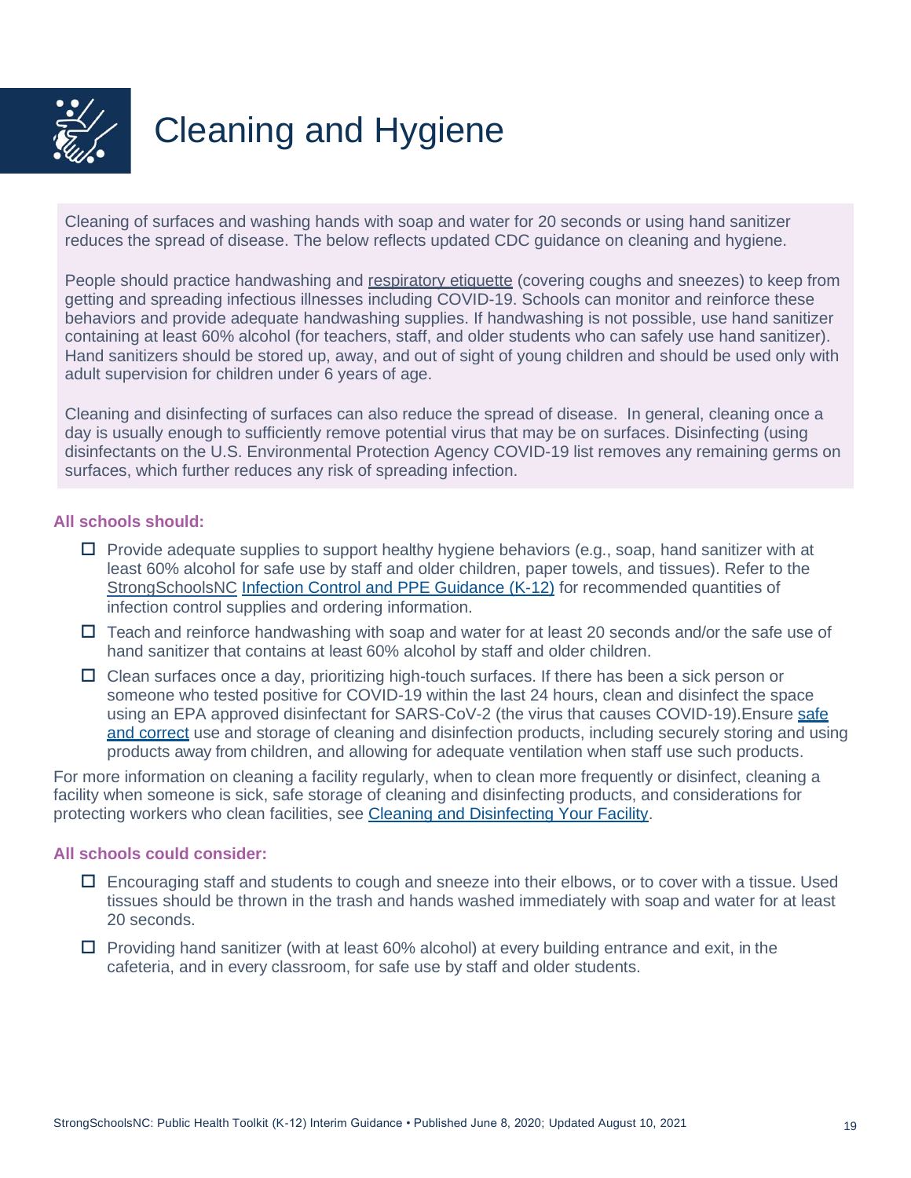# Cleaning and Hygiene

Cleaning of surfaces and washing hands with soap and water for 20 seconds or using hand sanitizer reduces the spread of disease. The below reflects updated CDC guidance on cleaning and hygiene.

People should practice handwashing and respiratory etiquette (covering coughs and sneezes) to keep from getting and spreading infectious illnesses including COVID-19. Schools can monitor and reinforce these behaviors and provide adequate handwashing supplies. If handwashing is not possible, use hand sanitizer containing at least 60% alcohol (for teachers, staff, and older students who can safely use hand sanitizer). Hand sanitizers should be stored up, away, and out of sight of young children and should be used only with adult supervision for children under 6 years of age.

Cleaning and disinfecting of surfaces can also reduce the spread of disease. In general, cleaning once a day is usually enough to sufficiently remove potential virus that may be on surfaces. Disinfecting (using disinfectants on the U.S. Environmental Protection Agency COVID-19 list removes any remaining germs on surfaces, which further reduces any risk of spreading infection.

**All schools should:**

- ☐ Provide adequate supplies to support healthy hygiene behaviors (e.g., soap, hand sanitizer with at least 60% alcohol for safe use by staff and older children, paper towels, and tissues). Refer to the StrongSchoolsNC Infection Control and PPE Guidance (K-12) for recommended quantities of infection control supplies and ordering information.
- ☐ Teach and reinforce handwashing with soap and water for at least 20 seconds and/or the safe use of hand sanitizer that contains at least 60% alcohol by staff and older children.
- ☐ Clean surfaces once a day, prioritizing high-touch surfaces. If there has been a sick person or someone who tested positive for COVID-19 within the last 24 hours, clean and disinfect the space using an EPA approved disinfectant for SARS-CoV-2 (the virus that causes COVID-19).Ensure safe and correct use and storage of cleaning and disinfection products, including securely storing and using products away from children, and allowing for adequate ventilation when staff use such products.

For more information on cleaning a facility regularly, when to clean more frequently or disinfect, cleaning a facility when someone is sick, safe storage of cleaning and disinfecting products, and considerations for protecting workers who clean facilities, see Cleaning and Disinfecting Your Facility.

**All schools could consider:**

- ☐ Encouraging staff and students to cough and sneeze into their elbows, or to cover with a tissue. Used tissues should be thrown in the trash and hands washed immediately with soap and water for at least 20 seconds.
- ☐ Providing hand sanitizer (with at least 60% alcohol) at every building entrance and exit, in the cafeteria, and in every classroom, for safe use by staff and older students.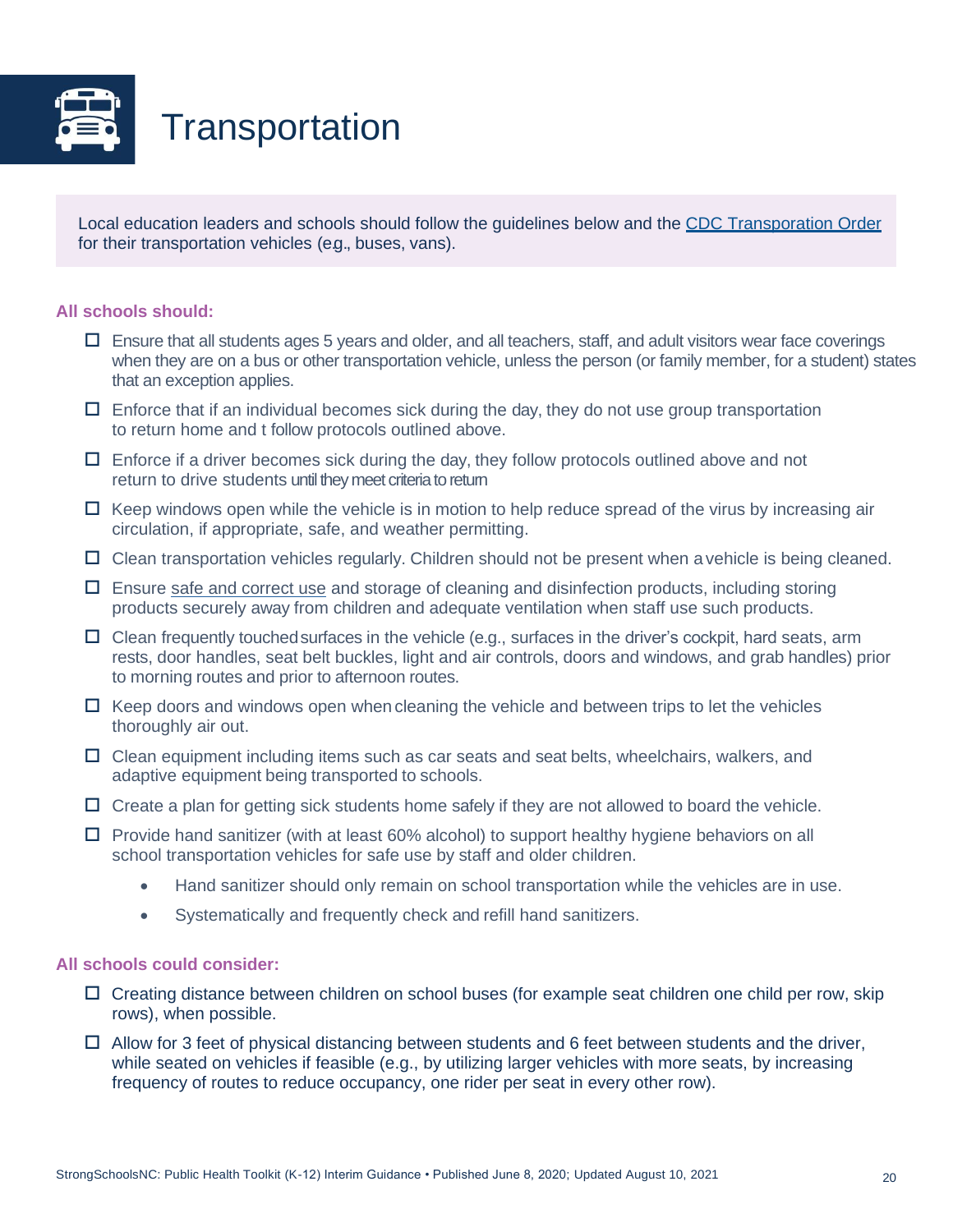# Transportation

Local education leaders and schools should follow the guidelines below and the CDC Transporation Order for their transportation vehicles (e.g., buses, vans).

**All schools should:**

- ☐ Ensure that all students ages 5 years and older, and all teachers, staff, and adult visitors wear face coverings when they are on a bus or other transportation vehicle, unless the person (or family member, for a student) states that an exception applies.
- ☐ Enforce that if an individual becomes sick during the day, they do not use group transportation to return home and t follow protocols outlined above.
- ☐ Enforce if a driver becomes sick during the day, they follow protocols outlined above and not return to drive students until they meet criteria to return
- ☐ Keep windows open while the vehicle is in motion to help reduce spread of the virus by increasing air circulation, if appropriate, safe, and weather permitting.
- ☐ Clean transportation vehicles regularly. Children should not be present when a vehicle is being cleaned.
- ☐ Ensure safe and correct use and storage of cleaning and disinfection products, including storing products securely away from children and adequate ventilation when staff use such products.
- ☐ Clean frequently touched surfaces in the vehicle (e.g., surfaces in the driver's cockpit, hard seats, arm rests, door handles, seat belt buckles, light and air controls, doors and windows, and grab handles) prior to morning routes and prior to afternoon routes.
- ☐ Keep doors and windows open when cleaning the vehicle and between trips to let the vehicles thoroughly air out.
- ☐ Clean equipment including items such as car seats and seat belts, wheelchairs, walkers, and adaptive equipment being transported to schools.
- ☐ Create a plan for getting sick students home safely if they are not allowed to board the vehicle.
- ☐ Provide hand sanitizer (with at least 60% alcohol) to support healthy hygiene behaviors on all school transportation vehicles for safe use by staff and older children.
    - Hand sanitizer should only remain on school transportation while the vehicles are in use.
    - Systematically and frequently check and refill hand sanitizers.

**All schools could consider:**

- ☐ Creating distance between children on school buses (for example seat children one child per row, skip rows), when possible.
- ☐ Allow for 3 feet of physical distancing between students and 6 feet between students and the driver, while seated on vehicles if feasible (e.g., by utilizing larger vehicles with more seats, by increasing frequency of routes to reduce occupancy, one rider per seat in every other row).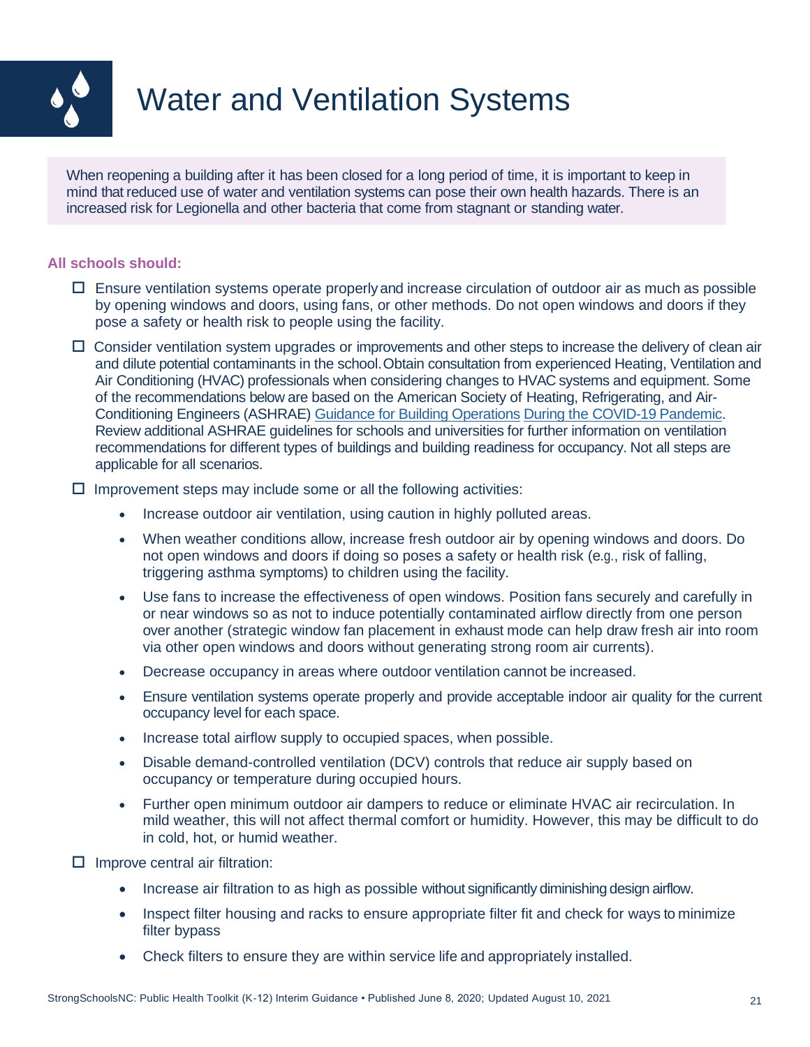# Water and Ventilation Systems

When reopening a building after it has been closed for a long period of time, it is important to keep in mind that reduced use of water and ventilation systems can pose their own health hazards. There is an increased risk for Legionella and other bacteria that come from stagnant or standing water.

**All schools should:**

- ☐ Ensure ventilation systems operate properly and increase circulation of outdoor air as much as possible by opening windows and doors, using fans, or other methods. Do not open windows and doors if they pose a safety or health risk to people using the facility.
- ☐ Consider ventilation system upgrades or improvements and other steps to increase the delivery of clean air and dilute potential contaminants in the school. Obtain consultation from experienced Heating, Ventilation and Air Conditioning (HVAC) professionals when considering changes to HVAC systems and equipment. Some of the recommendations below are based on the American Society of Heating, Refrigerating, and Air-Conditioning Engineers (ASHRAE) Guidance for Building Operations During the COVID-19 Pandemic. Review additional ASHRAE guidelines for schools and universities for further information on ventilation recommendations for different types of buildings and building readiness for occupancy. Not all steps are applicable for all scenarios.
- ☐ Improvement steps may include some or all the following activities:
  - Increase outdoor air ventilation, using caution in highly polluted areas.
  - When weather conditions allow, increase fresh outdoor air by opening windows and doors. Do not open windows and doors if doing so poses a safety or health risk (e.g., risk of falling, triggering asthma symptoms) to children using the facility.
  - Use fans to increase the effectiveness of open windows. Position fans securely and carefully in or near windows so as not to induce potentially contaminated airflow directly from one person over another (strategic window fan placement in exhaust mode can help draw fresh air into room via other open windows and doors without generating strong room air currents).
  - Decrease occupancy in areas where outdoor ventilation cannot be increased.
  - Ensure ventilation systems operate properly and provide acceptable indoor air quality for the current occupancy level for each space.
  - Increase total airflow supply to occupied spaces, when possible.
  - Disable demand-controlled ventilation (DCV) controls that reduce air supply based on occupancy or temperature during occupied hours.
  - Further open minimum outdoor air dampers to reduce or eliminate HVAC air recirculation. In mild weather, this will not affect thermal comfort or humidity. However, this may be difficult to do in cold, hot, or humid weather.
- ☐ Improve central air filtration:
  - Increase air filtration to as high as possible without significantly diminishing design airflow.
  - Inspect filter housing and racks to ensure appropriate filter fit and check for ways to minimize filter bypass
  - Check filters to ensure they are within service life and appropriately installed.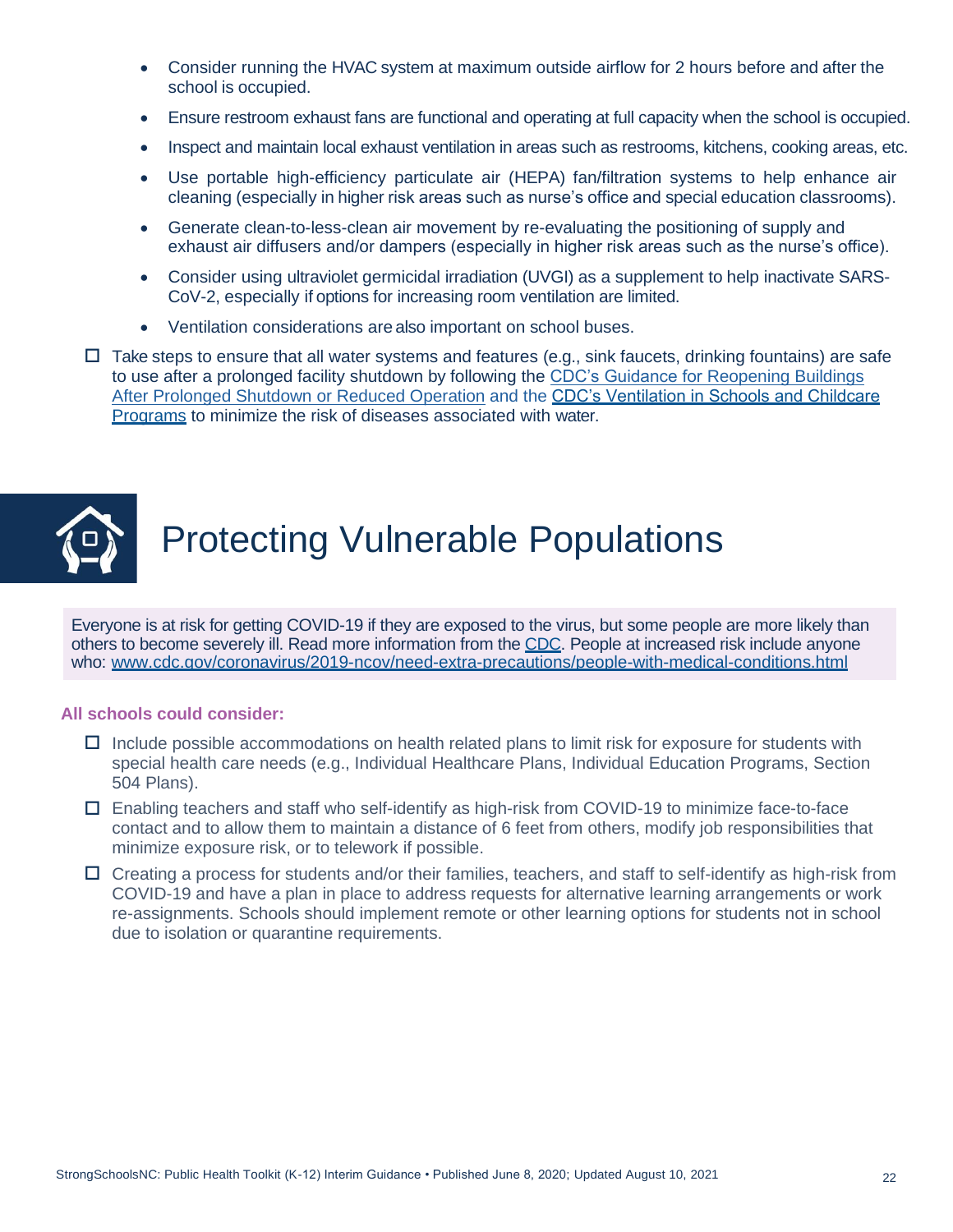- Consider running the HVAC system at maximum outside airflow for 2 hours before and after the school is occupied.
- Ensure restroom exhaust fans are functional and operating at full capacity when the school is occupied.
- Inspect and maintain local exhaust ventilation in areas such as restrooms, kitchens, cooking areas, etc.
- Use portable high-efficiency particulate air (HEPA) fan/filtration systems to help enhance air cleaning (especially in higher risk areas such as nurse's office and special education classrooms).
- Generate clean-to-less-clean air movement by re-evaluating the positioning of supply and exhaust air diffusers and/or dampers (especially in higher risk areas such as the nurse's office).
- Consider using ultraviolet germicidal irradiation (UVGI) as a supplement to help inactivate SARS-CoV-2, especially if options for increasing room ventilation are limited.
- Ventilation considerations are also important on school buses.

☐ Take steps to ensure that all water systems and features (e.g., sink faucets, drinking fountains) are safe to use after a prolonged facility shutdown by following the [CDC's Guidance for Reopening Buildings After Prolonged Shutdown or Reduced Operation]() and the [CDC's Ventilation in Schools and Childcare Programs]() to minimize the risk of diseases associated with water.

# Protecting Vulnerable Populations

Everyone is at risk for getting COVID-19 if they are exposed to the virus, but some people are more likely than others to become severely ill. Read more information from the [CDC](). People at increased risk include anyone who: [www.cdc.gov/coronavirus/2019-ncov/need-extra-precautions/people-with-medical-conditions.html](www.cdc.gov/coronavirus/2019-ncov/need-extra-precautions/people-with-medical-conditions.html)

**All schools could consider:**

☐ Include possible accommodations on health related plans to limit risk for exposure for students with special health care needs (e.g., Individual Healthcare Plans, Individual Education Programs, Section 504 Plans).

☐ Enabling teachers and staff who self-identify as high-risk from COVID-19 to minimize face-to-face contact and to allow them to maintain a distance of 6 feet from others, modify job responsibilities that minimize exposure risk, or to telework if possible.

☐ Creating a process for students and/or their families, teachers, and staff to self-identify as high-risk from COVID-19 and have a plan in place to address requests for alternative learning arrangements or work re-assignments. Schools should implement remote or other learning options for students not in school due to isolation or quarantine requirements.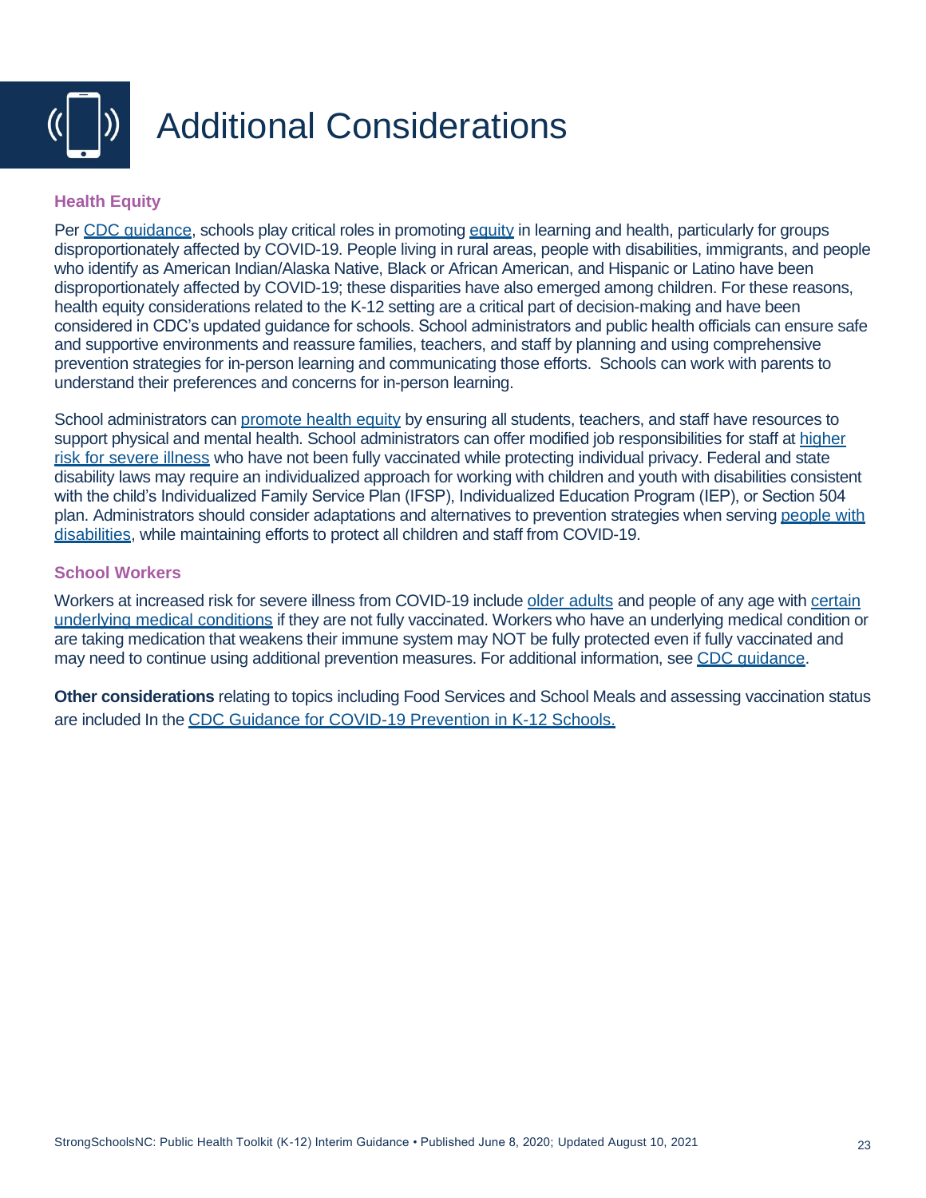# Additional Considerations

### Health Equity

Per CDC guidance, schools play critical roles in promoting equity in learning and health, particularly for groups disproportionately affected by COVID-19. People living in rural areas, people with disabilities, immigrants, and people who identify as American Indian/Alaska Native, Black or African American, and Hispanic or Latino have been disproportionately affected by COVID-19; these disparities have also emerged among children. For these reasons, health equity considerations related to the K-12 setting are a critical part of decision-making and have been considered in CDC's updated guidance for schools. School administrators and public health officials can ensure safe and supportive environments and reassure families, teachers, and staff by planning and using comprehensive prevention strategies for in-person learning and communicating those efforts. Schools can work with parents to understand their preferences and concerns for in-person learning.

School administrators can promote health equity by ensuring all students, teachers, and staff have resources to support physical and mental health. School administrators can offer modified job responsibilities for staff at higher risk for severe illness who have not been fully vaccinated while protecting individual privacy. Federal and state disability laws may require an individualized approach for working with children and youth with disabilities consistent with the child's Individualized Family Service Plan (IFSP), Individualized Education Program (IEP), or Section 504 plan. Administrators should consider adaptations and alternatives to prevention strategies when serving people with disabilities, while maintaining efforts to protect all children and staff from COVID-19.

### School Workers

Workers at increased risk for severe illness from COVID-19 include older adults and people of any age with certain underlying medical conditions if they are not fully vaccinated. Workers who have an underlying medical condition or are taking medication that weakens their immune system may NOT be fully protected even if fully vaccinated and may need to continue using additional prevention measures. For additional information, see CDC guidance.

**Other considerations** relating to topics including Food Services and School Meals and assessing vaccination status are included In the CDC Guidance for COVID-19 Prevention in K-12 Schools.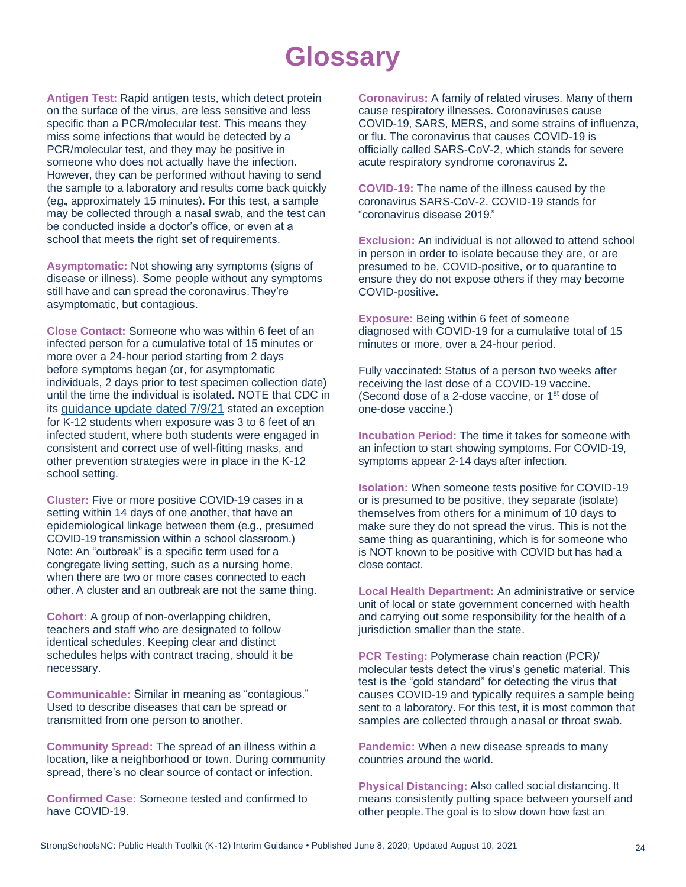# Glossary

**Antigen Test:** Rapid antigen tests, which detect protein on the surface of the virus, are less sensitive and less specific than a PCR/molecular test. This means they miss some infections that would be detected by a PCR/molecular test, and they may be positive in someone who does not actually have the infection. However, they can be performed without having to send the sample to a laboratory and results come back quickly (eg., approximately 15 minutes). For this test, a sample may be collected through a nasal swab, and the test can be conducted inside a doctor's office, or even at a school that meets the right set of requirements.

**Asymptomatic:** Not showing any symptoms (signs of disease or illness). Some people without any symptoms still have and can spread the coronavirus. They're asymptomatic, but contagious.

**Close Contact:** Someone who was within 6 feet of an infected person for a cumulative total of 15 minutes or more over a 24-hour period starting from 2 days before symptoms began (or, for asymptomatic individuals, 2 days prior to test specimen collection date) until the time the individual is isolated. NOTE that CDC in its guidance update dated 7/9/21 stated an exception for K-12 students when exposure was 3 to 6 feet of an infected student, where both students were engaged in consistent and correct use of well-fitting masks, and other prevention strategies were in place in the K-12 school setting.

**Cluster:** Five or more positive COVID-19 cases in a setting within 14 days of one another, that have an epidemiological linkage between them (e.g., presumed COVID-19 transmission within a school classroom.) Note: An "outbreak" is a specific term used for a congregate living setting, such as a nursing home, when there are two or more cases connected to each other. A cluster and an outbreak are not the same thing.

**Cohort:** A group of non-overlapping children, teachers and staff who are designated to follow identical schedules. Keeping clear and distinct schedules helps with contract tracing, should it be necessary.

**Communicable:** Similar in meaning as "contagious." Used to describe diseases that can be spread or transmitted from one person to another.

**Community Spread:** The spread of an illness within a location, like a neighborhood or town. During community spread, there's no clear source of contact or infection.

**Confirmed Case:** Someone tested and confirmed to have COVID-19.

**Coronavirus:** A family of related viruses. Many of them cause respiratory illnesses. Coronaviruses cause COVID-19, SARS, MERS, and some strains of influenza, or flu. The coronavirus that causes COVID-19 is officially called SARS-CoV-2, which stands for severe acute respiratory syndrome coronavirus 2.

**COVID-19:** The name of the illness caused by the coronavirus SARS-CoV-2. COVID-19 stands for "coronavirus disease 2019."

**Exclusion:** An individual is not allowed to attend school in person in order to isolate because they are, or are presumed to be, COVID-positive, or to quarantine to ensure they do not expose others if they may become COVID-positive.

**Exposure:** Being within 6 feet of someone diagnosed with COVID-19 for a cumulative total of 15 minutes or more, over a 24-hour period.

Fully vaccinated: Status of a person two weeks after receiving the last dose of a COVID-19 vaccine. (Second dose of a 2-dose vaccine, or 1st dose of one-dose vaccine.)

**Incubation Period:** The time it takes for someone with an infection to start showing symptoms. For COVID-19, symptoms appear 2-14 days after infection.

**Isolation:** When someone tests positive for COVID-19 or is presumed to be positive, they separate (isolate) themselves from others for a minimum of 10 days to make sure they do not spread the virus. This is not the same thing as quarantining, which is for someone who is NOT known to be positive with COVID but has had a close contact.

**Local Health Department:** An administrative or service unit of local or state government concerned with health and carrying out some responsibility for the health of a jurisdiction smaller than the state.

**PCR Testing:** Polymerase chain reaction (PCR)/ molecular tests detect the virus's genetic material. This test is the "gold standard" for detecting the virus that causes COVID-19 and typically requires a sample being sent to a laboratory. For this test, it is most common that samples are collected through a nasal or throat swab.

**Pandemic:** When a new disease spreads to many countries around the world.

**Physical Distancing:** Also called social distancing. It means consistently putting space between yourself and other people. The goal is to slow down how fast an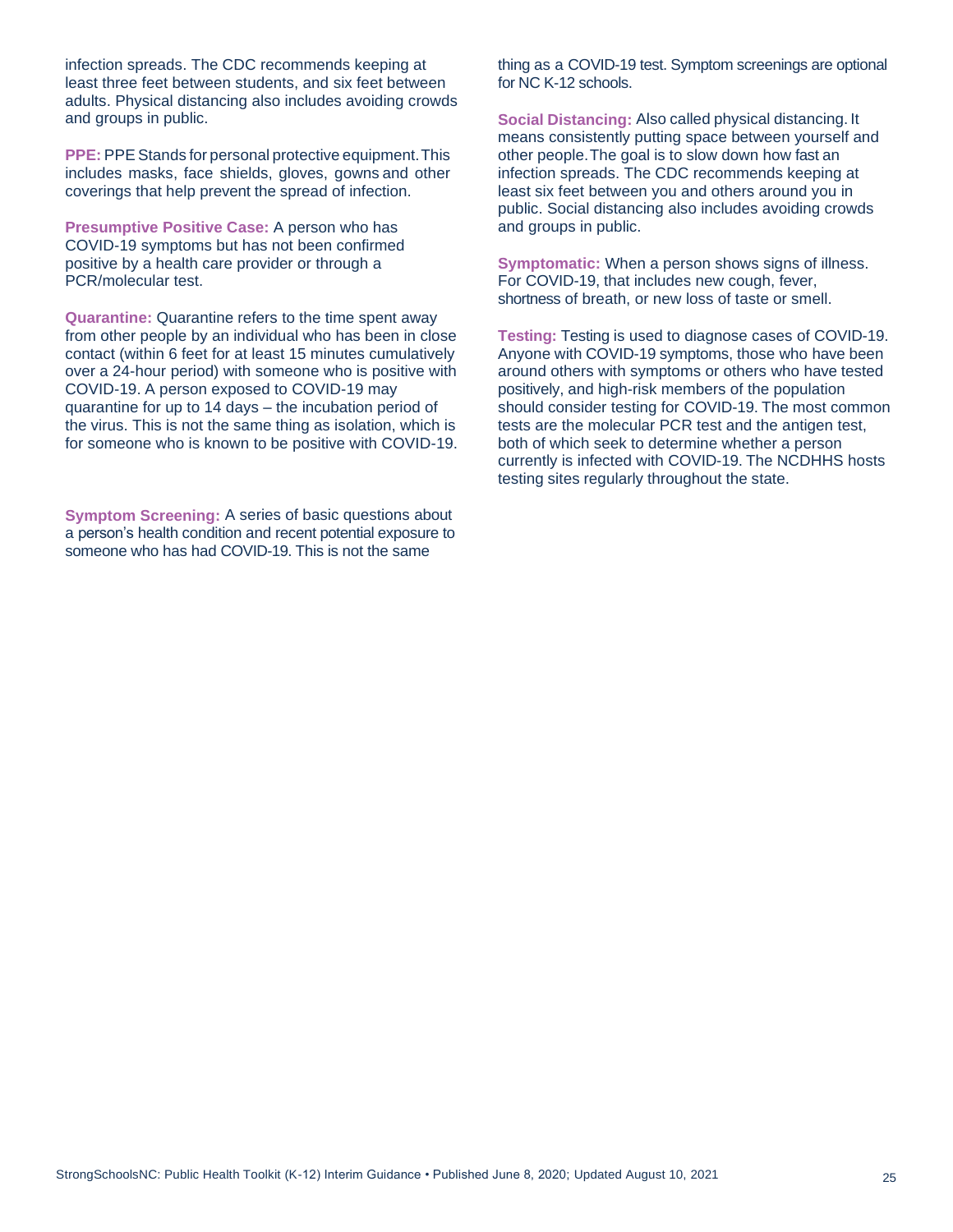infection spreads. The CDC recommends keeping at least three feet between students, and six feet between adults. Physical distancing also includes avoiding crowds and groups in public.

**PPE:** PPE Stands for personal protective equipment. This includes masks, face shields, gloves, gowns and other coverings that help prevent the spread of infection.

**Presumptive Positive Case:** A person who has COVID-19 symptoms but has not been confirmed positive by a health care provider or through a PCR/molecular test.

**Quarantine:** Quarantine refers to the time spent away from other people by an individual who has been in close contact (within 6 feet for at least 15 minutes cumulatively over a 24-hour period) with someone who is positive with COVID-19. A person exposed to COVID-19 may quarantine for up to 14 days – the incubation period of the virus. This is not the same thing as isolation, which is for someone who is known to be positive with COVID-19.

**Symptom Screening:** A series of basic questions about a person's health condition and recent potential exposure to someone who has had COVID-19. This is not the same thing as a COVID-19 test. Symptom screenings are optional for NC K-12 schools.

**Social Distancing:** Also called physical distancing. It means consistently putting space between yourself and other people. The goal is to slow down how fast an infection spreads. The CDC recommends keeping at least six feet between you and others around you in public. Social distancing also includes avoiding crowds and groups in public.

**Symptomatic:** When a person shows signs of illness. For COVID-19, that includes new cough, fever, shortness of breath, or new loss of taste or smell.

**Testing:** Testing is used to diagnose cases of COVID-19. Anyone with COVID-19 symptoms, those who have been around others with symptoms or others who have tested positively, and high-risk members of the population should consider testing for COVID-19. The most common tests are the molecular PCR test and the antigen test, both of which seek to determine whether a person currently is infected with COVID-19. The NCDHHS hosts testing sites regularly throughout the state.